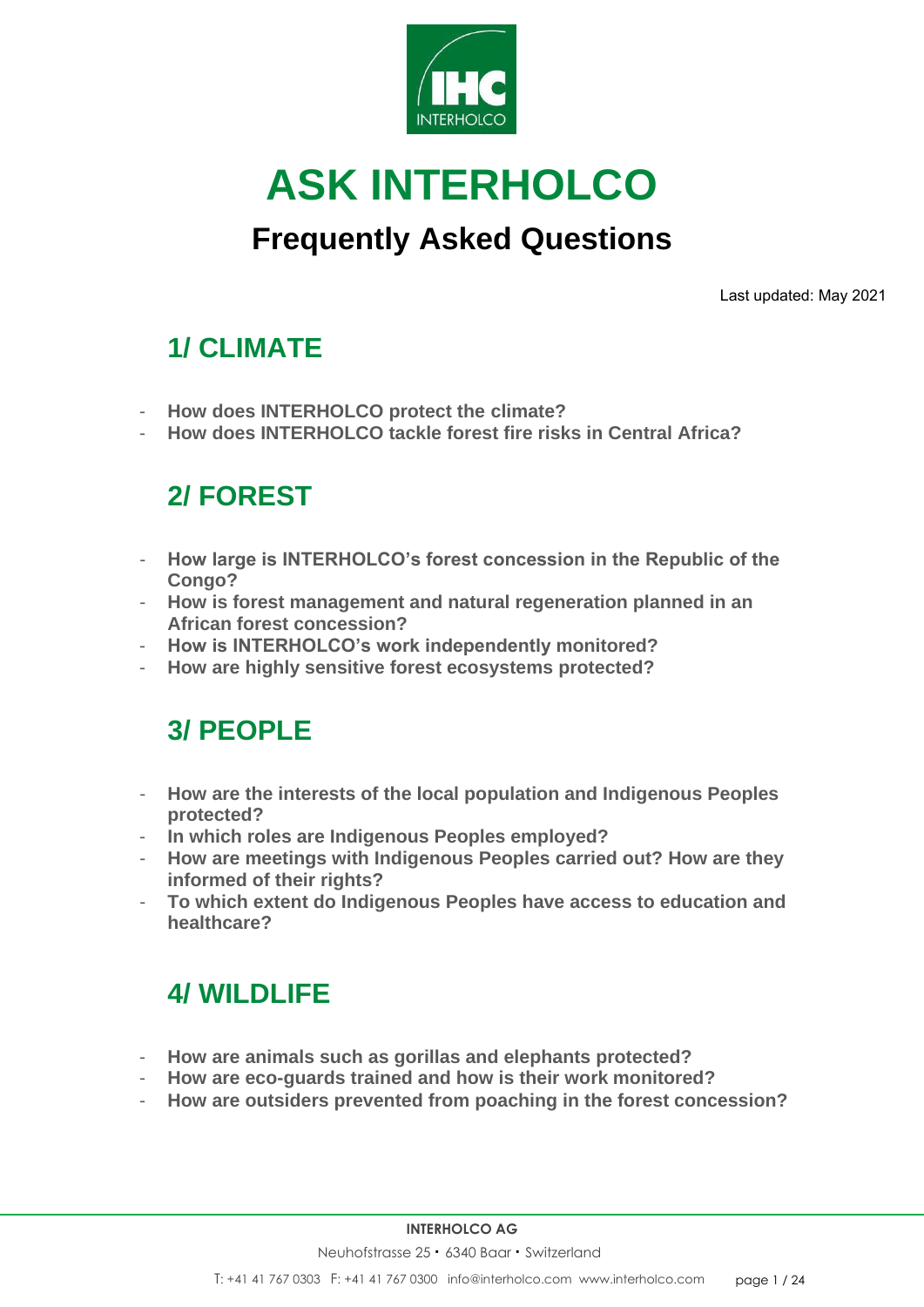# ASK INTERHOLCO

## Frequently Asked Questions

Last updated: May 2021

## 1/ CLIMATE

- **How does INTERHOLCO protect the climate?**
- **How does INTERHOLCO tackle forest fire risks in Central Africa?**

## 2/ FOREST

- **How large is INTERHOLCO's forest concession in the Republic of the Congo?**
- **How is forest management and natural regeneration planned in an African forest concession?**
- **How is INTERHOLCO's work independently monitored?**
- **How are highly sensitive forest ecosystems protected?**

## 3/ PEOPLE

- **How are the interests of the local population and Indigenous Peoples protected?**
- **In which roles are Indigenous Peoples employed?**
- **How are meetings with Indigenous Peoples carried out? How are they informed of their rights?**
- **To which extent do Indigenous Peoples have access to education and healthcare?**

## 4/ WILDLIFE

- **How are animals such as gorillas and elephants protected?**
- **How are eco-guards trained and how is their work monitored?**
- **How are outsiders prevented from poaching in the forest concession?**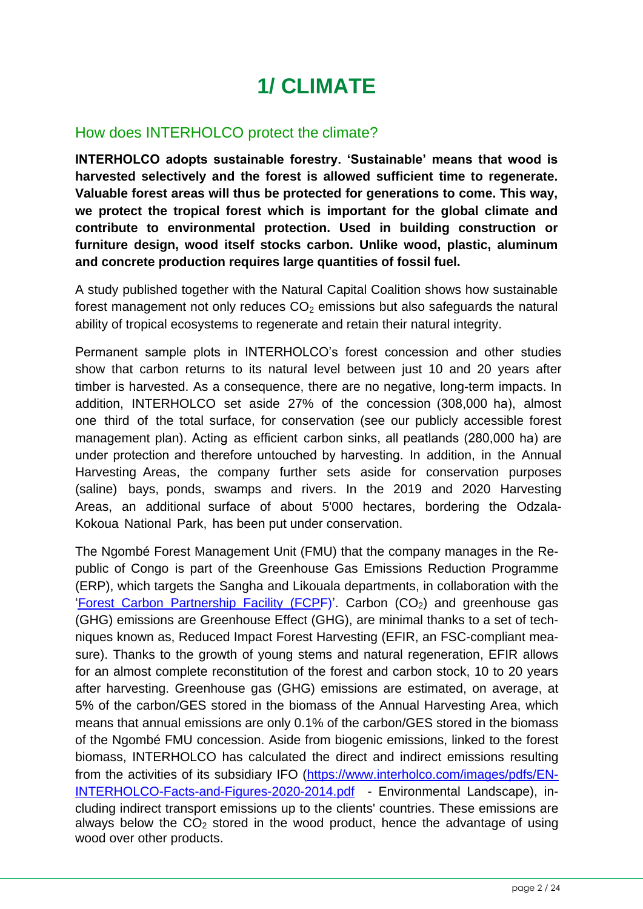# 1/ CLIMATE

## How does INTERHOLCO protect the climate?

**INTERHOLCO adopts sustainable forestry. 'Sustainable' means that wood is harvested selectively and the forest is allowed sufficient time to regenerate. Valuable forest areas will thus be protected for generations to come. This way, we protect the tropical forest which is important for the global climate and contribute to environmental protection. Used in building construction or furniture design, wood itself stocks carbon. Unlike wood, plastic, aluminum and concrete production requires large quantities of fossil fuel.**

A study published together with the Natural Capital Coalition shows how sustainable forest management not only reduces $CO_2$ emissions but also safeguards the natural ability of tropical ecosystems to regenerate and retain their natural integrity.

Permanent sample plots in INTERHOLCO's forest concession and other studies show that carbon returns to its natural level between just 10 and 20 years after timber is harvested. As a consequence, there are no negative, long-term impacts. In addition, INTERHOLCO set aside 27% of the concession (308,000 ha), almost one third of the total surface, for conservation (see our publicly accessible forest management plan). Acting as efficient carbon sinks, all peatlands (280,000 ha) are under protection and therefore untouched by harvesting. In addition, in the Annual Harvesting Areas, the company further sets aside for conservation purposes (saline) bays, ponds, swamps and rivers. In the 2019 and 2020 Harvesting Areas, an additional surface of about 5'000 hectares, bordering the Odzala-Kokoua National Park, has been put under conservation.

The Ngombé Forest Management Unit (FMU) that the company manages in the Republic of Congo is part of the Greenhouse Gas Emissions Reduction Programme (ERP), which targets the Sangha and Likouala departments, in collaboration with the '[Forest Carbon Partnership Facility (FCPF)](Forest Carbon Partnership Facility (FCPF))'. Carbon ($CO_2$) and greenhouse gas (GHG) emissions are Greenhouse Effect (GHG), are minimal thanks to a set of techniques known as, Reduced Impact Forest Harvesting (EFIR, an FSC-compliant measure). Thanks to the growth of young stems and natural regeneration, EFIR allows for an almost complete reconstitution of the forest and carbon stock, 10 to 20 years after harvesting. Greenhouse gas (GHG) emissions are estimated, on average, at 5% of the carbon/GES stored in the biomass of the Annual Harvesting Area, which means that annual emissions are only 0.1% of the carbon/GES stored in the biomass of the Ngombé FMU concession. Aside from biogenic emissions, linked to the forest biomass, INTERHOLCO has calculated the direct and indirect emissions resulting from the activities of its subsidiary IFO (https://www.interholco.com/images/pdfs/EN-INTERHOLCO-Facts-and-Figures-2020-2014.pdf - Environmental Landscape), including indirect transport emissions up to the clients' countries. These emissions are always below the $CO_2$ stored in the wood product, hence the advantage of using wood over other products.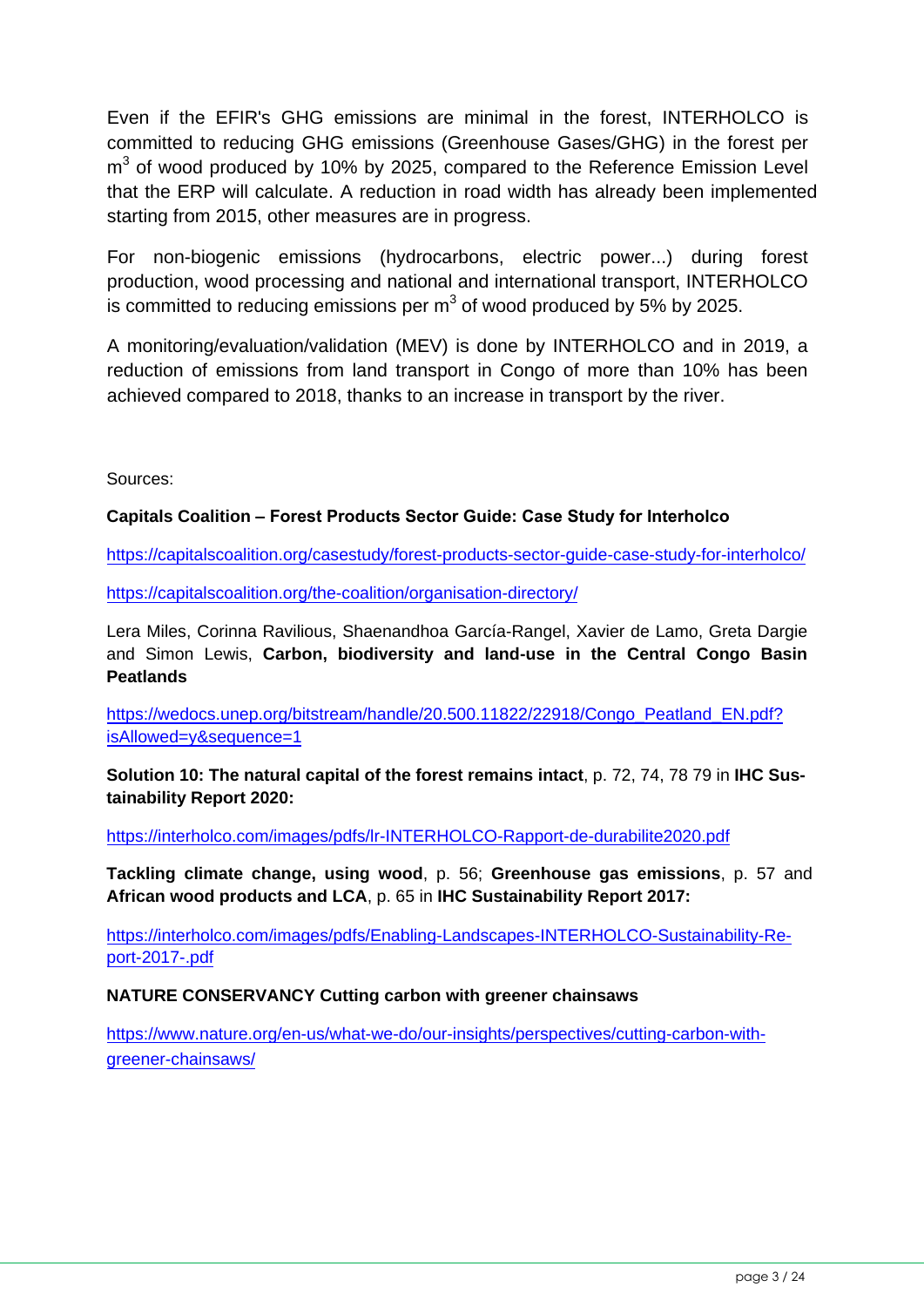Even if the EFIR's GHG emissions are minimal in the forest, INTERHOLCO is committed to reducing GHG emissions (Greenhouse Gases/GHG) in the forest per $m^3$ of wood produced by 10% by 2025, compared to the Reference Emission Level that the ERP will calculate. A reduction in road width has already been implemented starting from 2015, other measures are in progress.

For non-biogenic emissions (hydrocarbons, electric power...) during forest production, wood processing and national and international transport, INTERHOLCO is committed to reducing emissions per $m^3$ of wood produced by 5% by 2025.

A monitoring/evaluation/validation (MEV) is done by INTERHOLCO and in 2019, a reduction of emissions from land transport in Congo of more than 10% has been achieved compared to 2018, thanks to an increase in transport by the river.

Sources:

**Capitals Coalition – Forest Products Sector Guide: Case Study for Interholco**

https://capitalscoalition.org/casestudy/forest-products-sector-guide-case-study-for-interholco/

https://capitalscoalition.org/the-coalition/organisation-directory/

Lera Miles, Corinna Ravilious, Shaenandhoa García-Rangel, Xavier de Lamo, Greta Dargie and Simon Lewis, **Carbon, biodiversity and land-use in the Central Congo Basin Peatlands**

https://wedocs.unep.org/bitstream/handle/20.500.11822/22918/Congo_Peatland_EN.pdf?isAllowed=y&sequence=1

**Solution 10: The natural capital of the forest remains intact**, p. 72, 74, 78 79 in **IHC Sustainability Report 2020:**

https://interholco.com/images/pdfs/lr-INTERHOLCO-Rapport-de-durabilite2020.pdf

**Tackling climate change, using wood**, p. 56; **Greenhouse gas emissions**, p. 57 and **African wood products and LCA**, p. 65 in **IHC Sustainability Report 2017:**

https://interholco.com/images/pdfs/Enabling-Landscapes-INTERHOLCO-Sustainability-Report-2017-.pdf

**NATURE CONSERVANCY Cutting carbon with greener chainsaws**

https://www.nature.org/en-us/what-we-do/our-insights/perspectives/cutting-carbon-with-greener-chainsaws/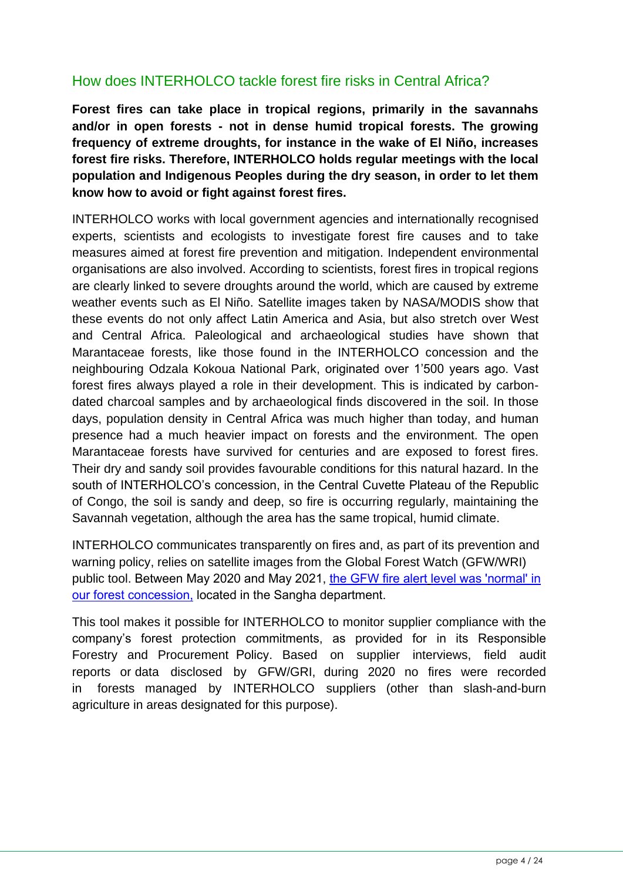## How does INTERHOLCO tackle forest fire risks in Central Africa?

**Forest fires can take place in tropical regions, primarily in the savannahs and/or in open forests - not in dense humid tropical forests. The growing frequency of extreme droughts, for instance in the wake of El Niño, increases forest fire risks. Therefore, INTERHOLCO holds regular meetings with the local population and Indigenous Peoples during the dry season, in order to let them know how to avoid or fight against forest fires.**

INTERHOLCO works with local government agencies and internationally recognised experts, scientists and ecologists to investigate forest fire causes and to take measures aimed at forest fire prevention and mitigation. Independent environmental organisations are also involved. According to scientists, forest fires in tropical regions are clearly linked to severe droughts around the world, which are caused by extreme weather events such as El Niño. Satellite images taken by NASA/MODIS show that these events do not only affect Latin America and Asia, but also stretch over West and Central Africa. Paleological and archaeological studies have shown that Marantaceae forests, like those found in the INTERHOLCO concession and the neighbouring Odzala Kokoua National Park, originated over 1'500 years ago. Vast forest fires always played a role in their development. This is indicated by carbon-dated charcoal samples and by archaeological finds discovered in the soil. In those days, population density in Central Africa was much higher than today, and human presence had a much heavier impact on forests and the environment. The open Marantaceae forests have survived for centuries and are exposed to forest fires. Their dry and sandy soil provides favourable conditions for this natural hazard. In the south of INTERHOLCO's concession, in the Central Cuvette Plateau of the Republic of Congo, the soil is sandy and deep, so fire is occurring regularly, maintaining the Savannah vegetation, although the area has the same tropical, humid climate.

INTERHOLCO communicates transparently on fires and, as part of its prevention and warning policy, relies on satellite images from the Global Forest Watch (GFW/WRI) public tool. Between May 2020 and May 2021, the GFW fire alert level was 'normal' in our forest concession, located in the Sangha department.

This tool makes it possible for INTERHOLCO to monitor supplier compliance with the company's forest protection commitments, as provided for in its Responsible Forestry and Procurement Policy. Based on supplier interviews, field audit reports or data disclosed by GFW/GRI, during 2020 no fires were recorded in forests managed by INTERHOLCO suppliers (other than slash-and-burn agriculture in areas designated for this purpose).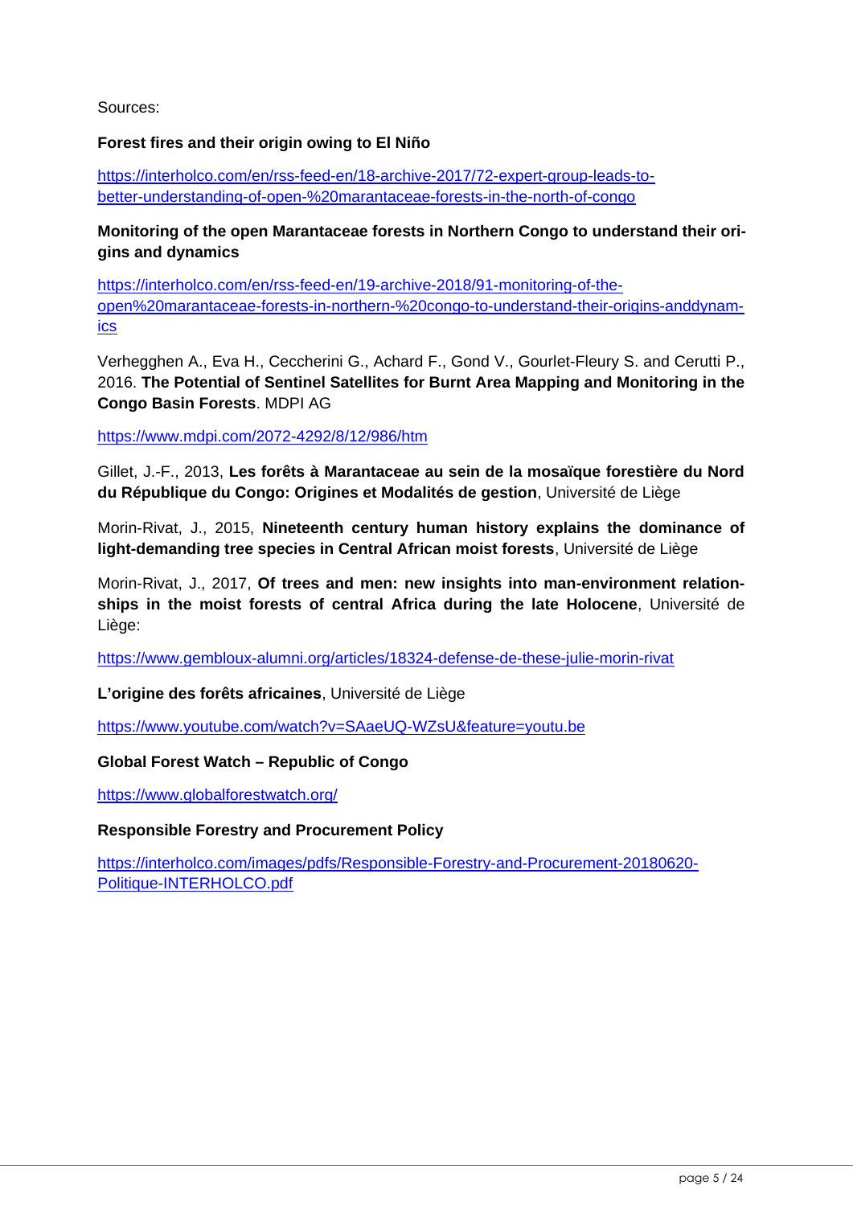Sources:

**Forest fires and their origin owing to El Niño**

https://interholco.com/en/rss-feed-en/18-archive-2017/72-expert-group-leads-to-better-understanding-of-open-%20marantaceae-forests-in-the-north-of-congo

**Monitoring of the open Marantaceae forests in Northern Congo to understand their origins and dynamics**

https://interholco.com/en/rss-feed-en/19-archive-2018/91-monitoring-of-the-open%20marantaceae-forests-in-northern-%20congo-to-understand-their-origins-anddynamics

Verhegghen A., Eva H., Ceccherini G., Achard F., Gond V., Gourlet-Fleury S. and Cerutti P., 2016. **The Potential of Sentinel Satellites for Burnt Area Mapping and Monitoring in the Congo Basin Forests**. MDPI AG

https://www.mdpi.com/2072-4292/8/12/986/htm

Gillet, J.-F., 2013, **Les forêts à Marantaceae au sein de la mosaïque forestière du Nord du République du Congo: Origines et Modalités de gestion**, Université de Liège

Morin-Rivat, J., 2015, **Nineteenth century human history explains the dominance of light-demanding tree species in Central African moist forests**, Université de Liège

Morin-Rivat, J., 2017, **Of trees and men: new insights into man-environment relationships in the moist forests of central Africa during the late Holocene**, Université de Liège:

https://www.gembloux-alumni.org/articles/18324-defense-de-these-julie-morin-rivat

**L'origine des forêts africaines**, Université de Liège

https://www.youtube.com/watch?v=SAaeUQ-WZsU&feature=youtu.be

**Global Forest Watch – Republic of Congo**

https://www.globalforestwatch.org/

**Responsible Forestry and Procurement Policy**

https://interholco.com/images/pdfs/Responsible-Forestry-and-Procurement-20180620-Politique-INTERHOLCO.pdf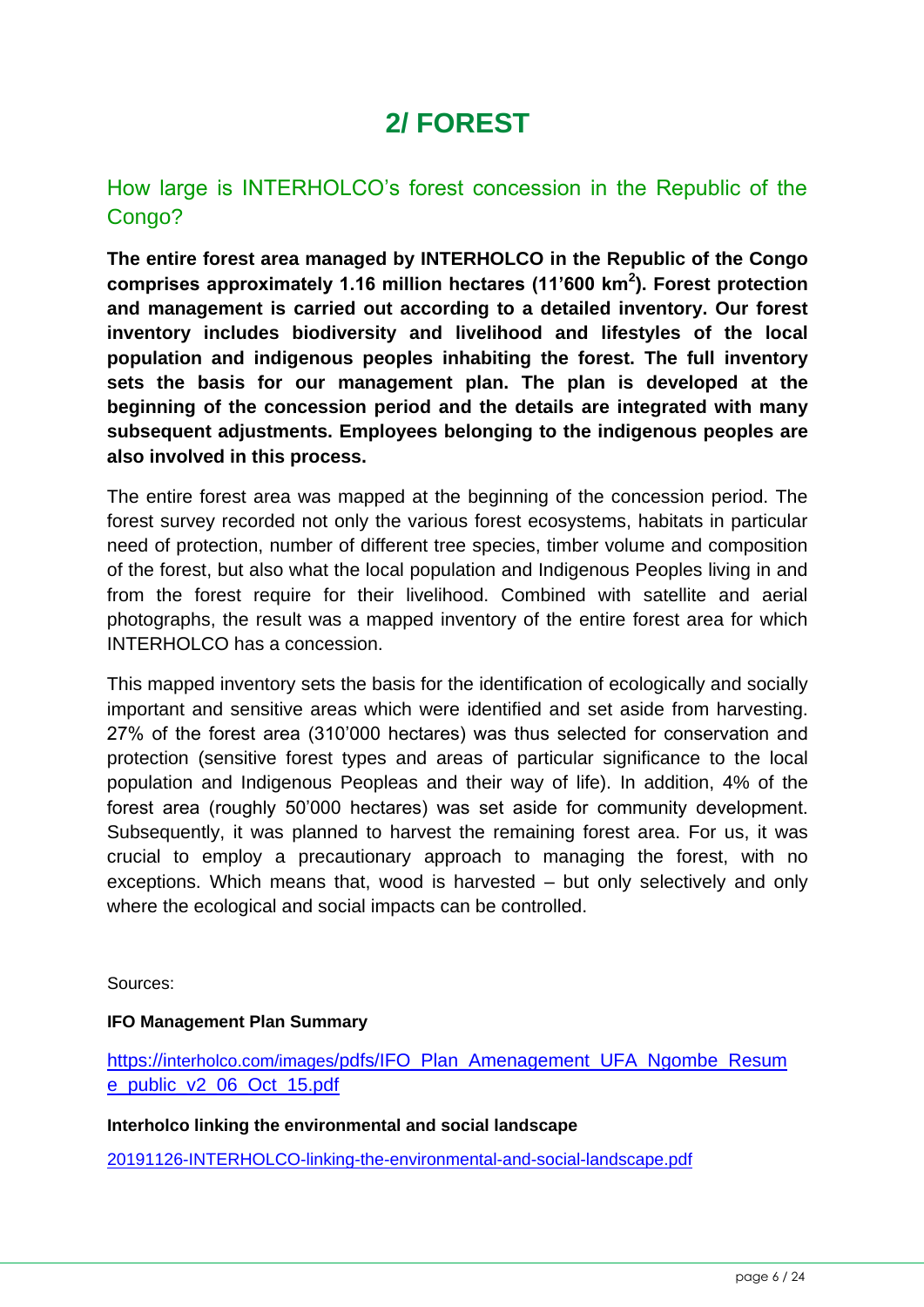# 2/ FOREST

## How large is INTERHOLCO's forest concession in the Republic of the Congo?

**The entire forest area managed by INTERHOLCO in the Republic of the Congo comprises approximately 1.16 million hectares (11'600 km$^2$). Forest protection and management is carried out according to a detailed inventory. Our forest inventory includes biodiversity and livelihood and lifestyles of the local population and indigenous peoples inhabiting the forest. The full inventory sets the basis for our management plan. The plan is developed at the beginning of the concession period and the details are integrated with many subsequent adjustments. Employees belonging to the indigenous peoples are also involved in this process.**

The entire forest area was mapped at the beginning of the concession period. The forest survey recorded not only the various forest ecosystems, habitats in particular need of protection, number of different tree species, timber volume and composition of the forest, but also what the local population and Indigenous Peoples living in and from the forest require for their livelihood. Combined with satellite and aerial photographs, the result was a mapped inventory of the entire forest area for which INTERHOLCO has a concession.

This mapped inventory sets the basis for the identification of ecologically and socially important and sensitive areas which were identified and set aside from harvesting. 27% of the forest area (310'000 hectares) was thus selected for conservation and protection (sensitive forest types and areas of particular significance to the local population and Indigenous Peopleas and their way of life). In addition, 4% of the forest area (roughly 50'000 hectares) was set aside for community development. Subsequently, it was planned to harvest the remaining forest area. For us, it was crucial to employ a precautionary approach to managing the forest, with no exceptions. Which means that, wood is harvested – but only selectively and only where the ecological and social impacts can be controlled.

Sources:

**IFO Management Plan Summary**

https://interholco.com/images/pdfs/IFO_Plan_Amenagement_UFA_Ngombe_Resume_public_v2_06_Oct_15.pdf

**Interholco linking the environmental and social landscape**

20191126-INTERHOLCO-linking-the-environmental-and-social-landscape.pdf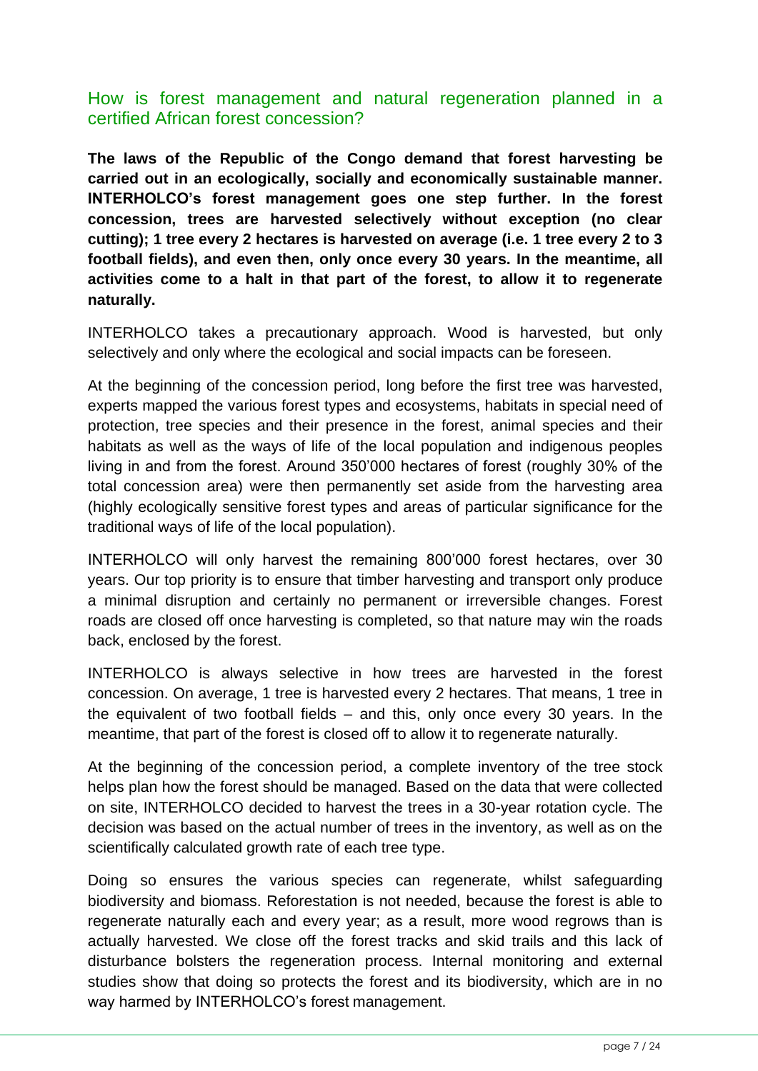## How is forest management and natural regeneration planned in a certified African forest concession?

**The laws of the Republic of the Congo demand that forest harvesting be carried out in an ecologically, socially and economically sustainable manner. INTERHOLCO's forest management goes one step further. In the forest concession, trees are harvested selectively without exception (no clear cutting); 1 tree every 2 hectares is harvested on average (i.e. 1 tree every 2 to 3 football fields), and even then, only once every 30 years. In the meantime, all activities come to a halt in that part of the forest, to allow it to regenerate naturally.**

INTERHOLCO takes a precautionary approach. Wood is harvested, but only selectively and only where the ecological and social impacts can be foreseen.

At the beginning of the concession period, long before the first tree was harvested, experts mapped the various forest types and ecosystems, habitats in special need of protection, tree species and their presence in the forest, animal species and their habitats as well as the ways of life of the local population and indigenous peoples living in and from the forest. Around 350'000 hectares of forest (roughly 30% of the total concession area) were then permanently set aside from the harvesting area (highly ecologically sensitive forest types and areas of particular significance for the traditional ways of life of the local population).

INTERHOLCO will only harvest the remaining 800'000 forest hectares, over 30 years. Our top priority is to ensure that timber harvesting and transport only produce a minimal disruption and certainly no permanent or irreversible changes. Forest roads are closed off once harvesting is completed, so that nature may win the roads back, enclosed by the forest.

INTERHOLCO is always selective in how trees are harvested in the forest concession. On average, 1 tree is harvested every 2 hectares. That means, 1 tree in the equivalent of two football fields – and this, only once every 30 years. In the meantime, that part of the forest is closed off to allow it to regenerate naturally.

At the beginning of the concession period, a complete inventory of the tree stock helps plan how the forest should be managed. Based on the data that were collected on site, INTERHOLCO decided to harvest the trees in a 30-year rotation cycle. The decision was based on the actual number of trees in the inventory, as well as on the scientifically calculated growth rate of each tree type.

Doing so ensures the various species can regenerate, whilst safeguarding biodiversity and biomass. Reforestation is not needed, because the forest is able to regenerate naturally each and every year; as a result, more wood regrows than is actually harvested. We close off the forest tracks and skid trails and this lack of disturbance bolsters the regeneration process. Internal monitoring and external studies show that doing so protects the forest and its biodiversity, which are in no way harmed by INTERHOLCO's forest management.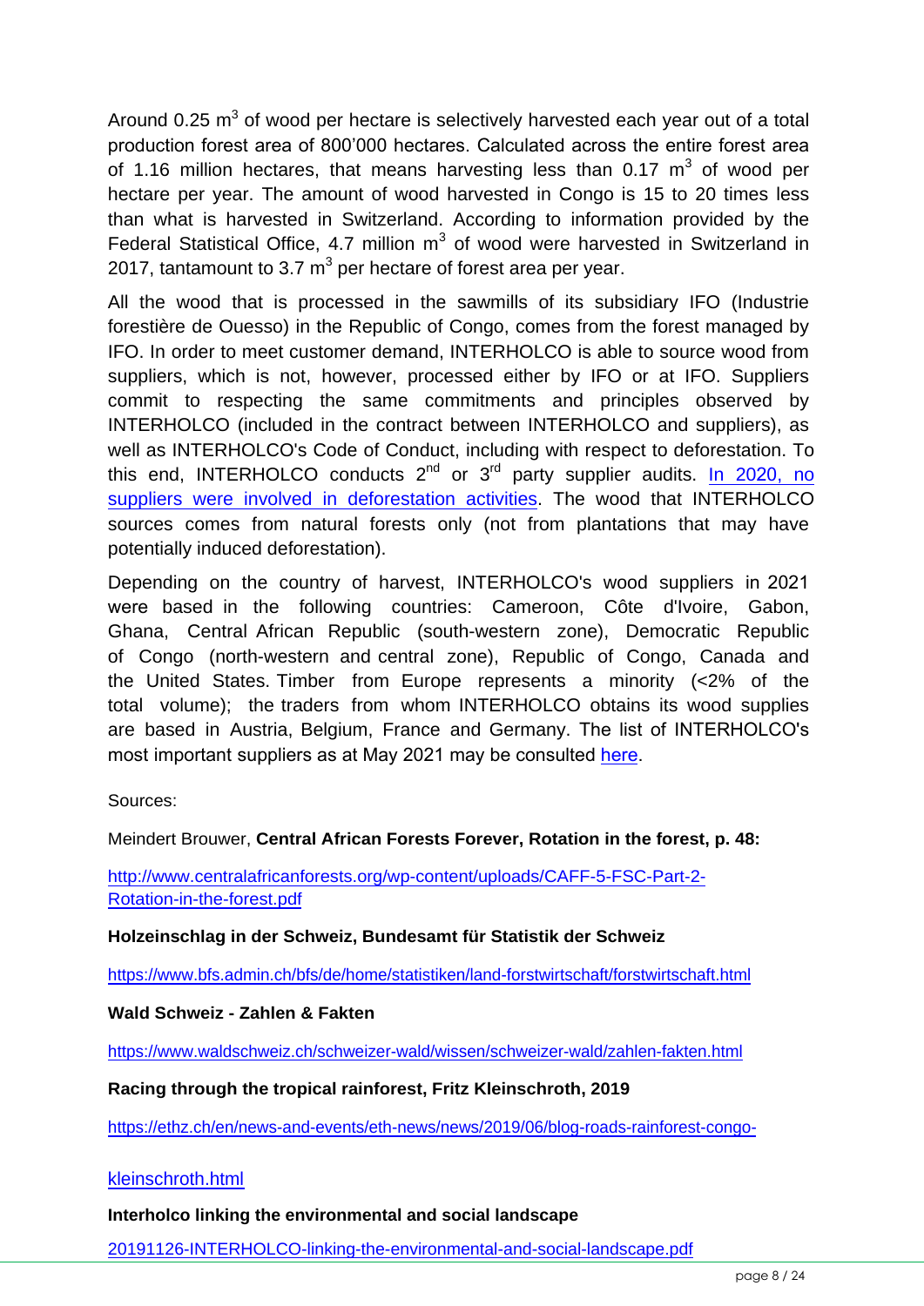Around 0.25 $m^3$ of wood per hectare is selectively harvested each year out of a total production forest area of 800'000 hectares. Calculated across the entire forest area of 1.16 million hectares, that means harvesting less than 0.17 $m^3$ of wood per hectare per year. The amount of wood harvested in Congo is 15 to 20 times less than what is harvested in Switzerland. According to information provided by the Federal Statistical Office, 4.7 million $m^3$ of wood were harvested in Switzerland in 2017, tantamount to 3.7 $m^3$ per hectare of forest area per year.

All the wood that is processed in the sawmills of its subsidiary IFO (Industrie forestière de Ouesso) in the Republic of Congo, comes from the forest managed by IFO. In order to meet customer demand, INTERHOLCO is able to source wood from suppliers, which is not, however, processed either by IFO or at IFO. Suppliers commit to respecting the same commitments and principles observed by INTERHOLCO (included in the contract between INTERHOLCO and suppliers), as well as INTERHOLCO's Code of Conduct, including with respect to deforestation. To this end, INTERHOLCO conducts 2nd or 3rd party supplier audits. In 2020, no suppliers were involved in deforestation activities. The wood that INTERHOLCO sources comes from natural forests only (not from plantations that may have potentially induced deforestation).

Depending on the country of harvest, INTERHOLCO's wood suppliers in 2021 were based in the following countries: Cameroon, Côte d'Ivoire, Gabon, Ghana, Central African Republic (south-western zone), Democratic Republic of Congo (north-western and central zone), Republic of Congo, Canada and the United States. Timber from Europe represents a minority (<2% of the total volume); the traders from whom INTERHOLCO obtains its wood supplies are based in Austria, Belgium, France and Germany. The list of INTERHOLCO's most important suppliers as at May 2021 may be consulted here.

Sources:

Meindert Brouwer, **Central African Forests Forever, Rotation in the forest, p. 48:**

http://www.centralafricanforests.org/wp-content/uploads/CAFF-5-FSC-Part-2-Rotation-in-the-forest.pdf

**Holzeinschlag in der Schweiz, Bundesamt für Statistik der Schweiz**

https://www.bfs.admin.ch/bfs/de/home/statistiken/land-forstwirtschaft/forstwirtschaft.html

**Wald Schweiz - Zahlen & Fakten**

https://www.waldschweiz.ch/schweizer-wald/wissen/schweizer-wald/zahlen-fakten.html

**Racing through the tropical rainforest, Fritz Kleinschroth, 2019**

https://ethz.ch/en/news-and-events/eth-news/news/2019/06/blog-roads-rainforest-congo-kleinschroth.html

**Interholco linking the environmental and social landscape**

20191126-INTERHOLCO-linking-the-environmental-and-social-landscape.pdf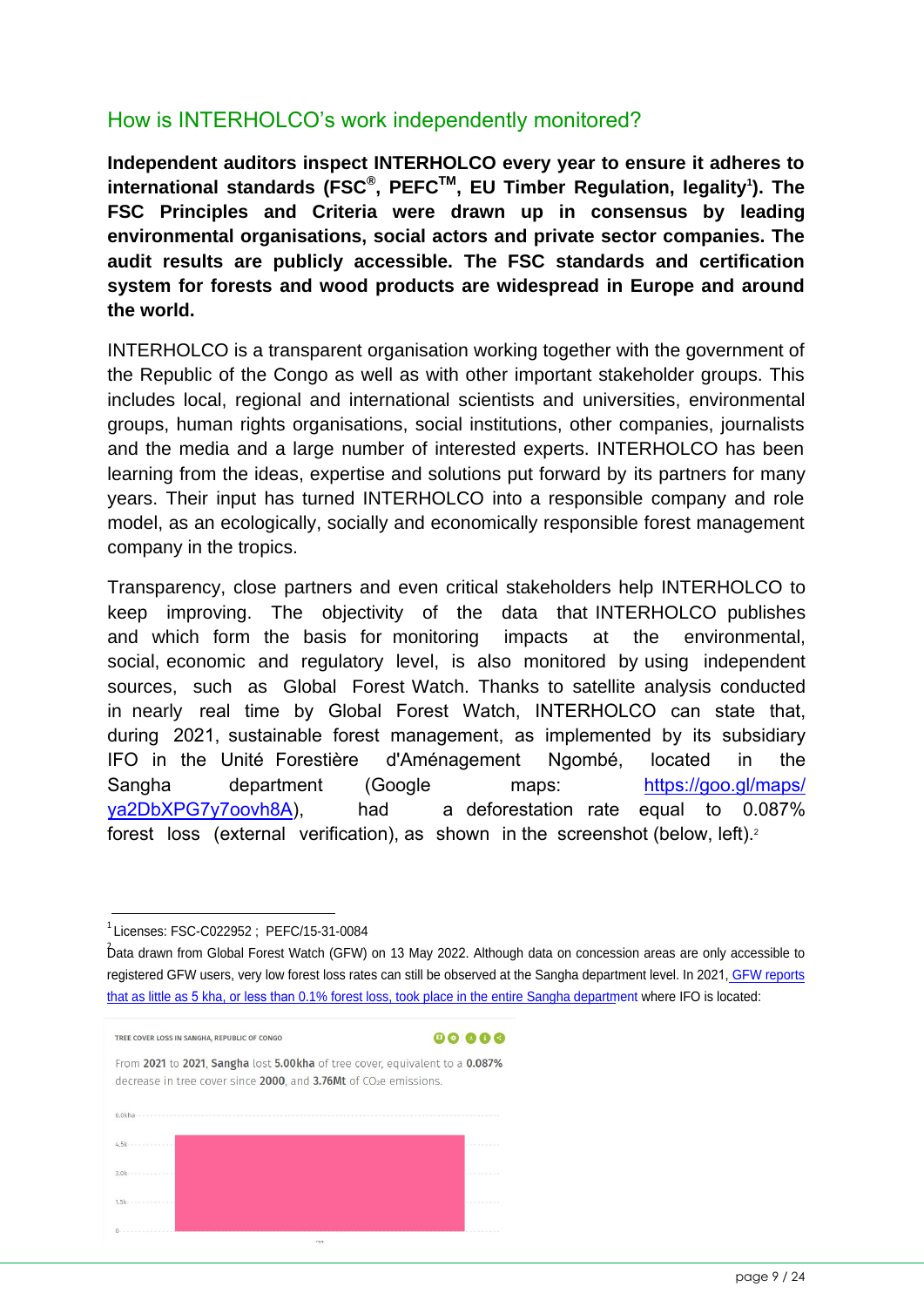## How is INTERHOLCO's work independently monitored?

**Independent auditors inspect INTERHOLCO every year to ensure it adheres to international standards (FSC®, PEFC™, EU Timber Regulation, legality[1]). The FSC Principles and Criteria were drawn up in consensus by leading environmental organisations, social actors and private sector companies. The audit results are publicly accessible. The FSC standards and certification system for forests and wood products are widespread in Europe and around the world.**

INTERHOLCO is a transparent organisation working together with the government of the Republic of the Congo as well as with other important stakeholder groups. This includes local, regional and international scientists and universities, environmental groups, human rights organisations, social institutions, other companies, journalists and the media and a large number of interested experts. INTERHOLCO has been learning from the ideas, expertise and solutions put forward by its partners for many years. Their input has turned INTERHOLCO into a responsible company and role model, as an ecologically, socially and economically responsible forest management company in the tropics.

Transparency, close partners and even critical stakeholders help INTERHOLCO to keep improving. The objectivity of the data that INTERHOLCO publishes and which form the basis for monitoring impacts at the environmental, social, economic and regulatory level, is also monitored by using independent sources, such as Global Forest Watch. Thanks to satellite analysis conducted in nearly real time by Global Forest Watch, INTERHOLCO can state that, during 2021, sustainable forest management, as implemented by its subsidiary IFO in the Unité Forestière d'Aménagement Ngombé, located in the Sangha department (Google maps: [https://goo.gl/maps/ya2DbXPG7y7oovh8A](https://goo.gl/maps/ya2DbXPG7y7oovh8A)), had a deforestation rate equal to 0.087% forest loss (external verification), as shown in the screenshot (below, left).[2]

---

[1] Licenses: FSC-C022952 ; PEFC/15-31-0084

[2] Data drawn from Global Forest Watch (GFW) on 13 May 2022. Although data on concession areas are only accessible to registered GFW users, very low forest loss rates can still be observed at the Sangha department level. In 2021, GFW reports that as little as 5 kha, or less than 0.1% forest loss, took place in the entire Sangha department where IFO is located:

TREE COVER LOSS IN SANGHA, REPUBLIC OF CONGO

From **2021** to **2021**, **Sangha** lost **5.00kha** of tree cover, equivalent to a **0.087%** decrease in tree cover since **2000**, and **3.76Mt** of $CO_2e$ emissions.

6.0kha
4.5k
3.0k
1.5k
0
'21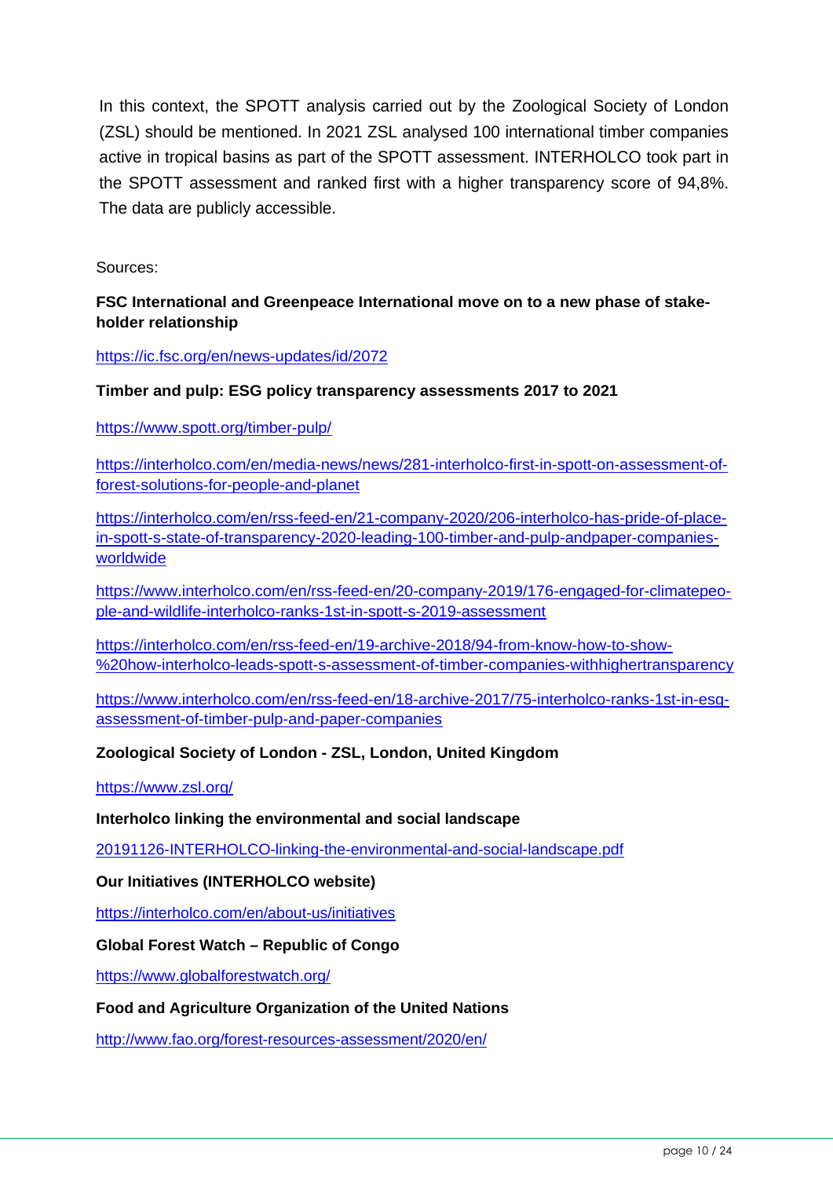In this context, the SPOTT analysis carried out by the Zoological Society of London (ZSL) should be mentioned. In 2021 ZSL analysed 100 international timber companies active in tropical basins as part of the SPOTT assessment. INTERHOLCO took part in the SPOTT assessment and ranked first with a higher transparency score of 94,8%. The data are publicly accessible.

Sources:

**FSC International and Greenpeace International move on to a new phase of stake-holder relationship**

https://ic.fsc.org/en/news-updates/id/2072

**Timber and pulp: ESG policy transparency assessments 2017 to 2021**

https://www.spott.org/timber-pulp/

https://interholco.com/en/media-news/news/281-interholco-first-in-spott-on-assessment-of-forest-solutions-for-people-and-planet

https://interholco.com/en/rss-feed-en/21-company-2020/206-interholco-has-pride-of-place-in-spott-s-state-of-transparency-2020-leading-100-timber-and-pulp-andpaper-companies-worldwide

https://www.interholco.com/en/rss-feed-en/20-company-2019/176-engaged-for-climatepeople-and-wildlife-interholco-ranks-1st-in-spott-s-2019-assessment

https://interholco.com/en/rss-feed-en/19-archive-2018/94-from-know-how-to-show-%20how-interholco-leads-spott-s-assessment-of-timber-companies-withhighertransparency

https://www.interholco.com/en/rss-feed-en/18-archive-2017/75-interholco-ranks-1st-in-esg-assessment-of-timber-pulp-and-paper-companies

**Zoological Society of London - ZSL, London, United Kingdom**

https://www.zsl.org/

**Interholco linking the environmental and social landscape**

20191126-INTERHOLCO-linking-the-environmental-and-social-landscape.pdf

**Our Initiatives (INTERHOLCO website)**

https://interholco.com/en/about-us/initiatives

**Global Forest Watch – Republic of Congo**

https://www.globalforestwatch.org/

**Food and Agriculture Organization of the United Nations**

http://www.fao.org/forest-resources-assessment/2020/en/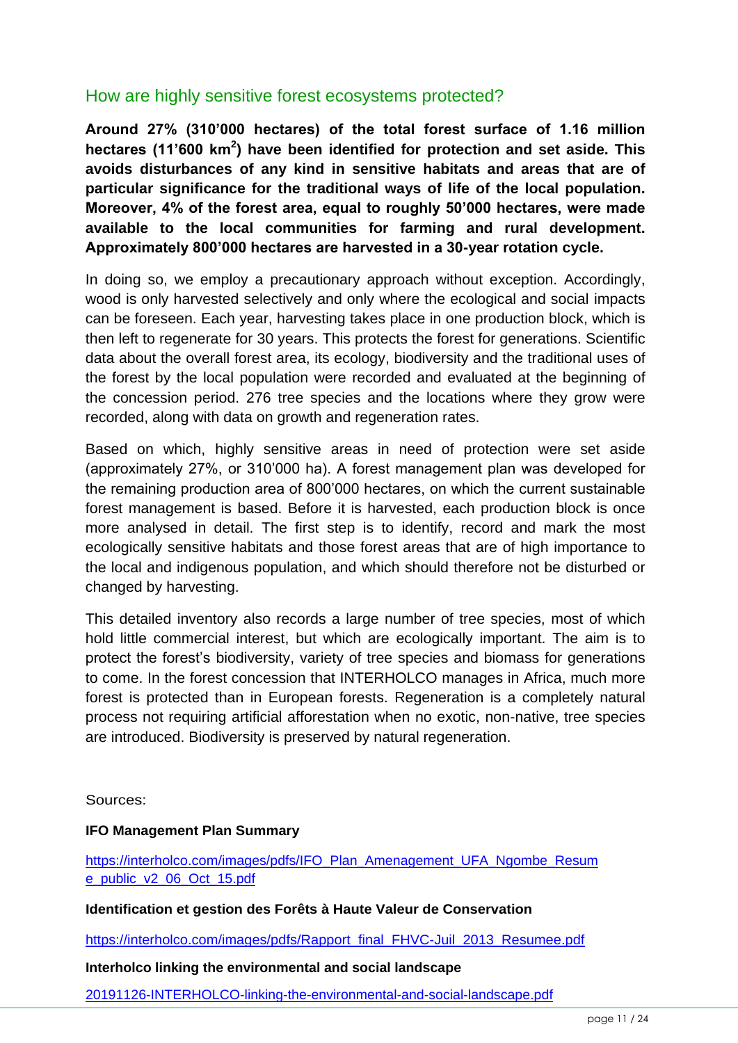## How are highly sensitive forest ecosystems protected?

**Around 27% (310'000 hectares) of the total forest surface of 1.16 million hectares (11'600 km$^2$) have been identified for protection and set aside. This avoids disturbances of any kind in sensitive habitats and areas that are of particular significance for the traditional ways of life of the local population. Moreover, 4% of the forest area, equal to roughly 50'000 hectares, were made available to the local communities for farming and rural development. Approximately 800'000 hectares are harvested in a 30-year rotation cycle.**

In doing so, we employ a precautionary approach without exception. Accordingly, wood is only harvested selectively and only where the ecological and social impacts can be foreseen. Each year, harvesting takes place in one production block, which is then left to regenerate for 30 years. This protects the forest for generations. Scientific data about the overall forest area, its ecology, biodiversity and the traditional uses of the forest by the local population were recorded and evaluated at the beginning of the concession period. 276 tree species and the locations where they grow were recorded, along with data on growth and regeneration rates.

Based on which, highly sensitive areas in need of protection were set aside (approximately 27%, or 310'000 ha). A forest management plan was developed for the remaining production area of 800'000 hectares, on which the current sustainable forest management is based. Before it is harvested, each production block is once more analysed in detail. The first step is to identify, record and mark the most ecologically sensitive habitats and those forest areas that are of high importance to the local and indigenous population, and which should therefore not be disturbed or changed by harvesting.

This detailed inventory also records a large number of tree species, most of which hold little commercial interest, but which are ecologically important. The aim is to protect the forest's biodiversity, variety of tree species and biomass for generations to come. In the forest concession that INTERHOLCO manages in Africa, much more forest is protected than in European forests. Regeneration is a completely natural process not requiring artificial afforestation when no exotic, non-native, tree species are introduced. Biodiversity is preserved by natural regeneration.

Sources:

**IFO Management Plan Summary**

https://interholco.com/images/pdfs/IFO_Plan_Amenagement_UFA_Ngombe_Resume_public_v2_06_Oct_15.pdf

**Identification et gestion des Forêts à Haute Valeur de Conservation**

https://interholco.com/images/pdfs/Rapport_final_FHVC-Juil_2013_Resumee.pdf

**Interholco linking the environmental and social landscape**

20191126-INTERHOLCO-linking-the-environmental-and-social-landscape.pdf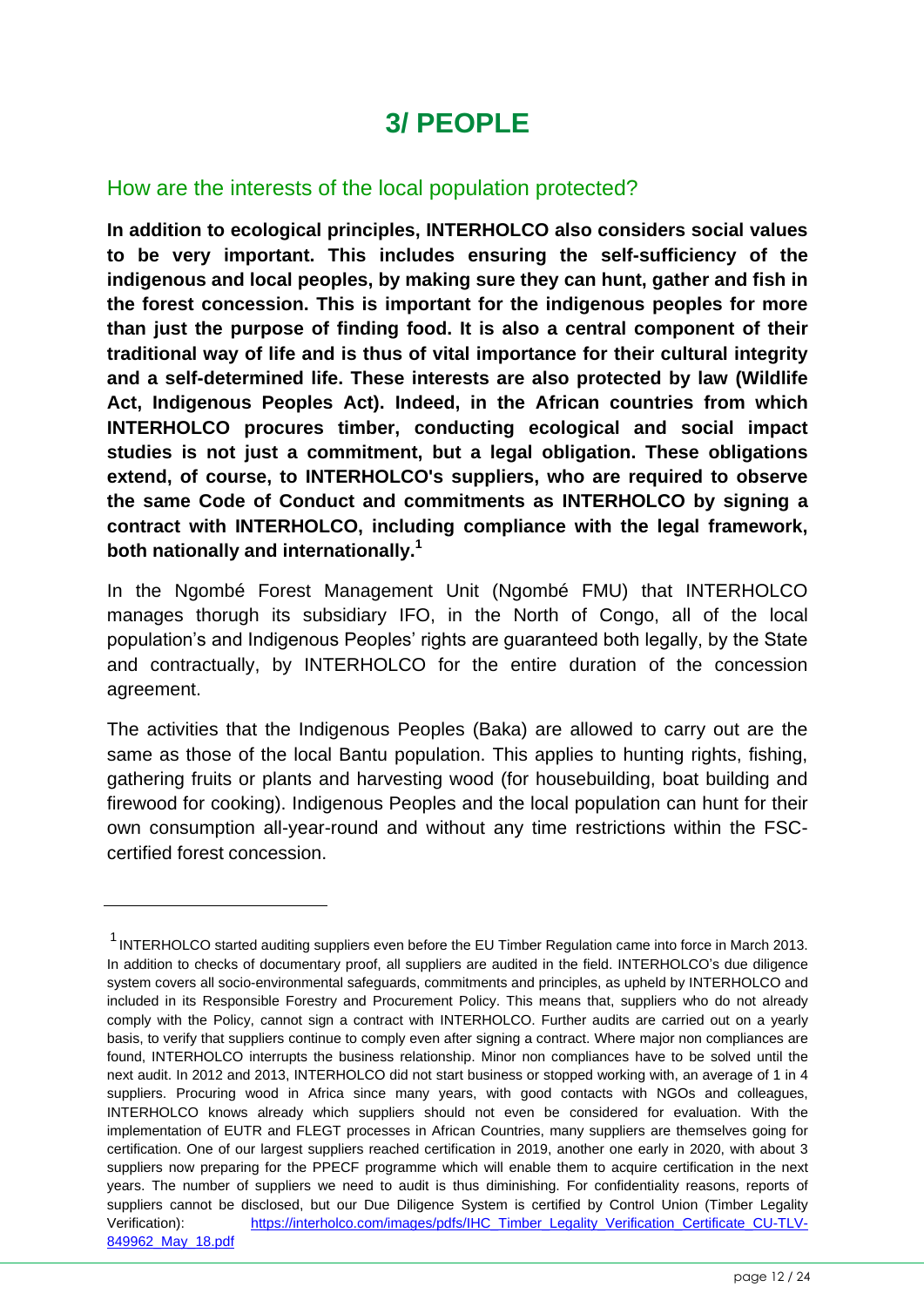# 3/ PEOPLE

## How are the interests of the local population protected?

**In addition to ecological principles, INTERHOLCO also considers social values to be very important. This includes ensuring the self-sufficiency of the indigenous and local peoples, by making sure they can hunt, gather and fish in the forest concession. This is important for the indigenous peoples for more than just the purpose of finding food. It is also a central component of their traditional way of life and is thus of vital importance for their cultural integrity and a self-determined life. These interests are also protected by law (Wildlife Act, Indigenous Peoples Act). Indeed, in the African countries from which INTERHOLCO procures timber, conducting ecological and social impact studies is not just a commitment, but a legal obligation. These obligations extend, of course, to INTERHOLCO's suppliers, who are required to observe the same Code of Conduct and commitments as INTERHOLCO by signing a contract with INTERHOLCO, including compliance with the legal framework, both nationally and internationally.[1]**

In the Ngombé Forest Management Unit (Ngombé FMU) that INTERHOLCO manages thorugh its subsidiary IFO, in the North of Congo, all of the local population's and Indigenous Peoples' rights are guaranteed both legally, by the State and contractually, by INTERHOLCO for the entire duration of the concession agreement.

The activities that the Indigenous Peoples (Baka) are allowed to carry out are the same as those of the local Bantu population. This applies to hunting rights, fishing, gathering fruits or plants and harvesting wood (for housebuilding, boat building and firewood for cooking). Indigenous Peoples and the local population can hunt for their own consumption all-year-round and without any time restrictions within the FSC-certified forest concession.

---

[1] INTERHOLCO started auditing suppliers even before the EU Timber Regulation came into force in March 2013. In addition to checks of documentary proof, all suppliers are audited in the field. INTERHOLCO's due diligence system covers all socio-environmental safeguards, commitments and principles, as upheld by INTERHOLCO and included in its Responsible Forestry and Procurement Policy. This means that, suppliers who do not already comply with the Policy, cannot sign a contract with INTERHOLCO. Further audits are carried out on a yearly basis, to verify that suppliers continue to comply even after signing a contract. Where major non compliances are found, INTERHOLCO interrupts the business relationship. Minor non compliances have to be solved until the next audit. In 2012 and 2013, INTERHOLCO did not start business or stopped working with, an average of 1 in 4 suppliers. Procuring wood in Africa since many years, with good contacts with NGOs and colleagues, INTERHOLCO knows already which suppliers should not even be considered for evaluation. With the implementation of EUTR and FLEGT processes in African Countries, many suppliers are themselves going for certification. One of our largest suppliers reached certification in 2019, another one early in 2020, with about 3 suppliers now preparing for the PPECF programme which will enable them to acquire certification in the next years. The number of suppliers we need to audit is thus diminishing. For confidentiality reasons, reports of suppliers cannot be disclosed, but our Due Diligence System is certified by Control Union (Timber Legality Verification): https://interholco.com/images/pdfs/IHC_Timber_Legality_Verification_Certificate_CU-TLV-849962_May_18.pdf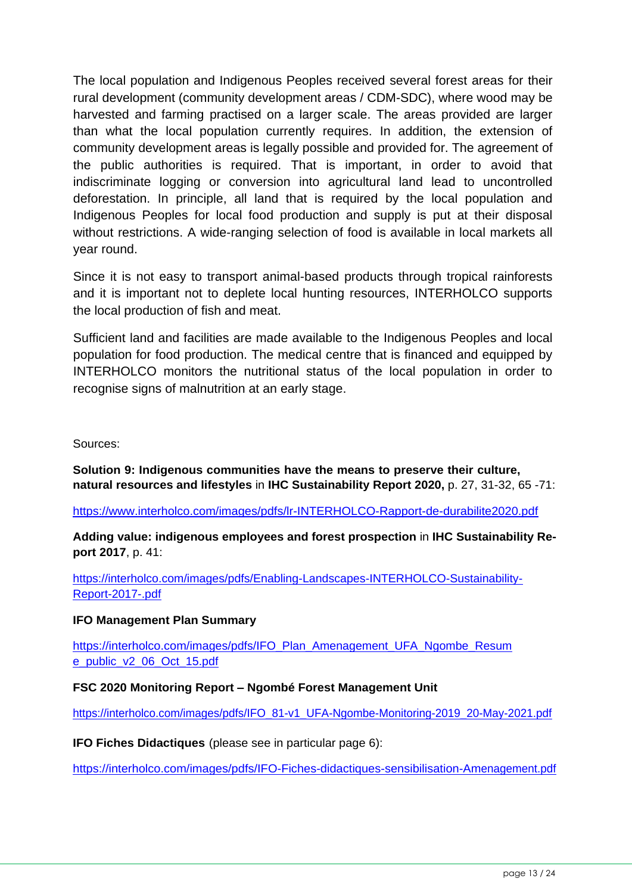The local population and Indigenous Peoples received several forest areas for their rural development (community development areas / CDM-SDC), where wood may be harvested and farming practised on a larger scale. The areas provided are larger than what the local population currently requires. In addition, the extension of community development areas is legally possible and provided for. The agreement of the public authorities is required. That is important, in order to avoid that indiscriminate logging or conversion into agricultural land lead to uncontrolled deforestation. In principle, all land that is required by the local population and Indigenous Peoples for local food production and supply is put at their disposal without restrictions. A wide-ranging selection of food is available in local markets all year round.

Since it is not easy to transport animal-based products through tropical rainforests and it is important not to deplete local hunting resources, INTERHOLCO supports the local production of fish and meat.

Sufficient land and facilities are made available to the Indigenous Peoples and local population for food production. The medical centre that is financed and equipped by INTERHOLCO monitors the nutritional status of the local population in order to recognise signs of malnutrition at an early stage.

Sources:

**Solution 9: Indigenous communities have the means to preserve their culture, natural resources and lifestyles** in **IHC Sustainability Report 2020,** p. 27, 31-32, 65 -71:

https://www.interholco.com/images/pdfs/lr-INTERHOLCO-Rapport-de-durabilite2020.pdf

**Adding value: indigenous employees and forest prospection** in **IHC Sustainability Report 2017**, p. 41:

https://interholco.com/images/pdfs/Enabling-Landscapes-INTERHOLCO-Sustainability-Report-2017-.pdf

**IFO Management Plan Summary**

https://interholco.com/images/pdfs/IFO_Plan_Amenagement_UFA_Ngombe_Resume_public_v2_06_Oct_15.pdf

**FSC 2020 Monitoring Report – Ngombé Forest Management Unit**

https://interholco.com/images/pdfs/IFO_81-v1_UFA-Ngombe-Monitoring-2019_20-May-2021.pdf

**IFO Fiches Didactiques** (please see in particular page 6):

https://interholco.com/images/pdfs/IFO-Fiches-didactiques-sensibilisation-Amenagement.pdf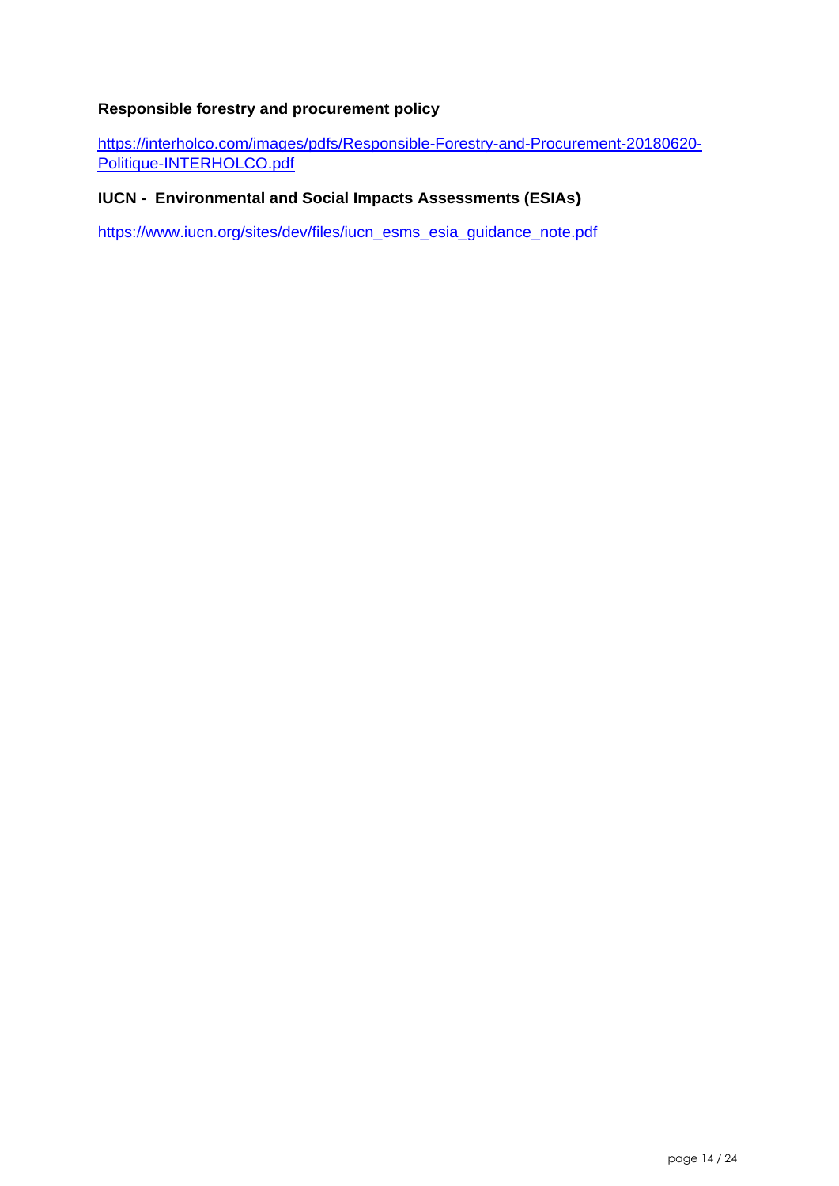**Responsible forestry and procurement policy**

https://interholco.com/images/pdfs/Responsible-Forestry-and-Procurement-20180620-Politique-INTERHOLCO.pdf

**IUCN - Environmental and Social Impacts Assessments (ESIAs)**

https://www.iucn.org/sites/dev/files/iucn_esms_esia_guidance_note.pdf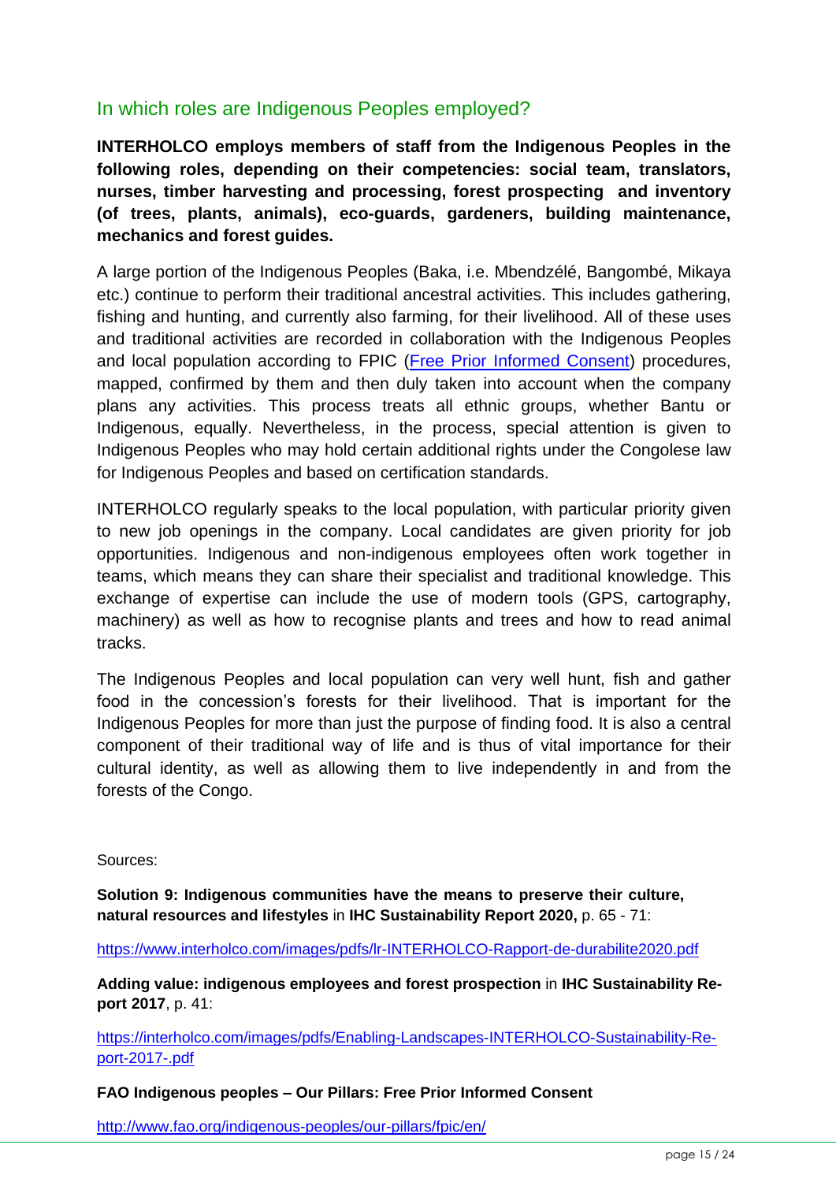## In which roles are Indigenous Peoples employed?

**INTERHOLCO employs members of staff from the Indigenous Peoples in the following roles, depending on their competencies: social team, translators, nurses, timber harvesting and processing, forest prospecting and inventory (of trees, plants, animals), eco-guards, gardeners, building maintenance, mechanics and forest guides.**

A large portion of the Indigenous Peoples (Baka, i.e. Mbendzélé, Bangombé, Mikaya etc.) continue to perform their traditional ancestral activities. This includes gathering, fishing and hunting, and currently also farming, for their livelihood. All of these uses and traditional activities are recorded in collaboration with the Indigenous Peoples and local population according to FPIC (Free Prior Informed Consent) procedures, mapped, confirmed by them and then duly taken into account when the company plans any activities. This process treats all ethnic groups, whether Bantu or Indigenous, equally. Nevertheless, in the process, special attention is given to Indigenous Peoples who may hold certain additional rights under the Congolese law for Indigenous Peoples and based on certification standards.

INTERHOLCO regularly speaks to the local population, with particular priority given to new job openings in the company. Local candidates are given priority for job opportunities. Indigenous and non-indigenous employees often work together in teams, which means they can share their specialist and traditional knowledge. This exchange of expertise can include the use of modern tools (GPS, cartography, machinery) as well as how to recognise plants and trees and how to read animal tracks.

The Indigenous Peoples and local population can very well hunt, fish and gather food in the concession's forests for their livelihood. That is important for the Indigenous Peoples for more than just the purpose of finding food. It is also a central component of their traditional way of life and is thus of vital importance for their cultural identity, as well as allowing them to live independently in and from the forests of the Congo.

Sources:

**Solution 9: Indigenous communities have the means to preserve their culture, natural resources and lifestyles** in **IHC Sustainability Report 2020,** p. 65 - 71:

https://www.interholco.com/images/pdfs/lr-INTERHOLCO-Rapport-de-durabilite2020.pdf

**Adding value: indigenous employees and forest prospection** in **IHC Sustainability Report 2017**, p. 41:

https://interholco.com/images/pdfs/Enabling-Landscapes-INTERHOLCO-Sustainability-Report-2017-.pdf

**FAO Indigenous peoples – Our Pillars: Free Prior Informed Consent**

http://www.fao.org/indigenous-peoples/our-pillars/fpic/en/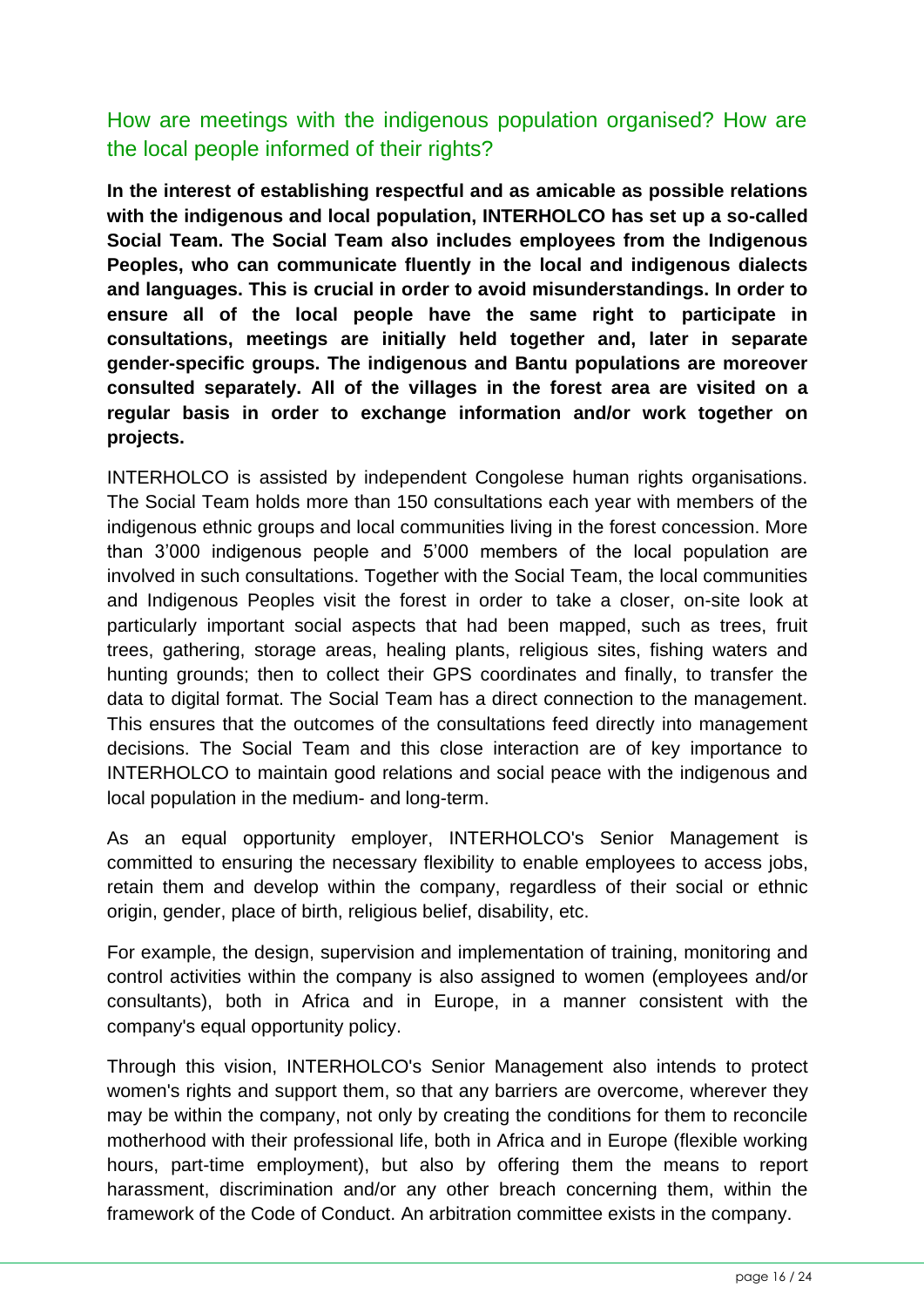## How are meetings with the indigenous population organised? How are the local people informed of their rights?

**In the interest of establishing respectful and as amicable as possible relations with the indigenous and local population, INTERHOLCO has set up a so-called Social Team. The Social Team also includes employees from the Indigenous Peoples, who can communicate fluently in the local and indigenous dialects and languages. This is crucial in order to avoid misunderstandings. In order to ensure all of the local people have the same right to participate in consultations, meetings are initially held together and, later in separate gender-specific groups. The indigenous and Bantu populations are moreover consulted separately. All of the villages in the forest area are visited on a regular basis in order to exchange information and/or work together on projects.**

INTERHOLCO is assisted by independent Congolese human rights organisations. The Social Team holds more than 150 consultations each year with members of the indigenous ethnic groups and local communities living in the forest concession. More than 3'000 indigenous people and 5'000 members of the local population are involved in such consultations. Together with the Social Team, the local communities and Indigenous Peoples visit the forest in order to take a closer, on-site look at particularly important social aspects that had been mapped, such as trees, fruit trees, gathering, storage areas, healing plants, religious sites, fishing waters and hunting grounds; then to collect their GPS coordinates and finally, to transfer the data to digital format. The Social Team has a direct connection to the management. This ensures that the outcomes of the consultations feed directly into management decisions. The Social Team and this close interaction are of key importance to INTERHOLCO to maintain good relations and social peace with the indigenous and local population in the medium- and long-term.

As an equal opportunity employer, INTERHOLCO's Senior Management is committed to ensuring the necessary flexibility to enable employees to access jobs, retain them and develop within the company, regardless of their social or ethnic origin, gender, place of birth, religious belief, disability, etc.

For example, the design, supervision and implementation of training, monitoring and control activities within the company is also assigned to women (employees and/or consultants), both in Africa and in Europe, in a manner consistent with the company's equal opportunity policy.

Through this vision, INTERHOLCO's Senior Management also intends to protect women's rights and support them, so that any barriers are overcome, wherever they may be within the company, not only by creating the conditions for them to reconcile motherhood with their professional life, both in Africa and in Europe (flexible working hours, part-time employment), but also by offering them the means to report harassment, discrimination and/or any other breach concerning them, within the framework of the Code of Conduct. An arbitration committee exists in the company.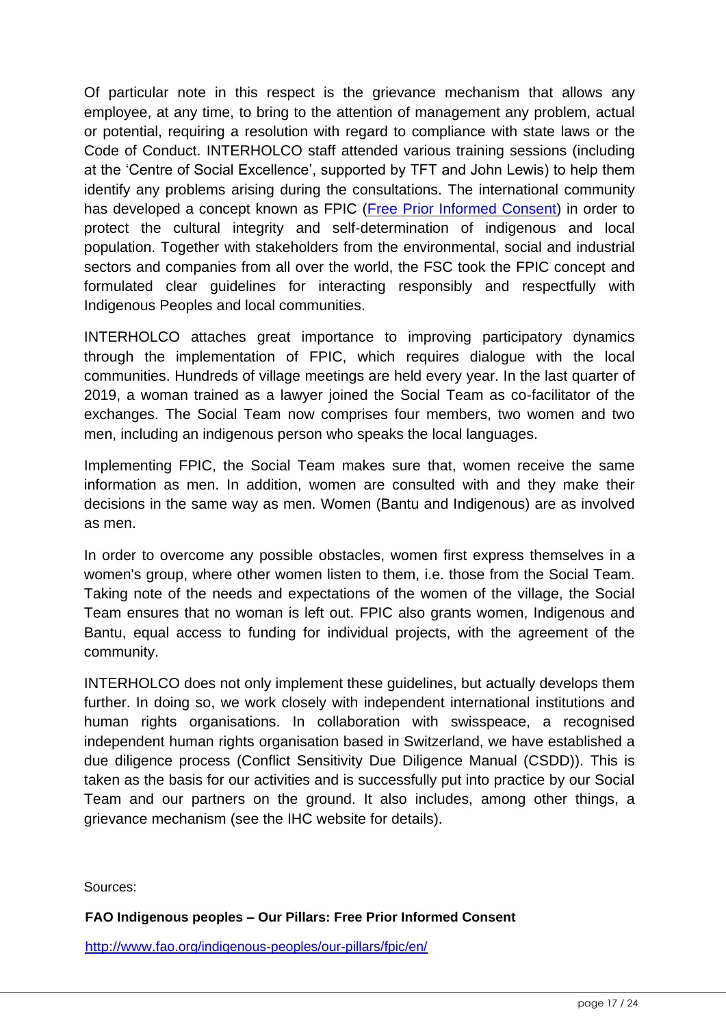Of particular note in this respect is the grievance mechanism that allows any employee, at any time, to bring to the attention of management any problem, actual or potential, requiring a resolution with regard to compliance with state laws or the Code of Conduct. INTERHOLCO staff attended various training sessions (including at the 'Centre of Social Excellence', supported by TFT and John Lewis) to help them identify any problems arising during the consultations. The international community has developed a concept known as FPIC ([Free Prior Informed Consent](http://www.fao.org/indigenous-peoples/our-pillars/fpic/en/)) in order to protect the cultural integrity and self-determination of indigenous and local population. Together with stakeholders from the environmental, social and industrial sectors and companies from all over the world, the FSC took the FPIC concept and formulated clear guidelines for interacting responsibly and respectfully with Indigenous Peoples and local communities.

INTERHOLCO attaches great importance to improving participatory dynamics through the implementation of FPIC, which requires dialogue with the local communities. Hundreds of village meetings are held every year. In the last quarter of 2019, a woman trained as a lawyer joined the Social Team as co-facilitator of the exchanges. The Social Team now comprises four members, two women and two men, including an indigenous person who speaks the local languages.

Implementing FPIC, the Social Team makes sure that, women receive the same information as men. In addition, women are consulted with and they make their decisions in the same way as men. Women (Bantu and Indigenous) are as involved as men.

In order to overcome any possible obstacles, women first express themselves in a women's group, where other women listen to them, i.e. those from the Social Team. Taking note of the needs and expectations of the women of the village, the Social Team ensures that no woman is left out. FPIC also grants women, Indigenous and Bantu, equal access to funding for individual projects, with the agreement of the community.

INTERHOLCO does not only implement these guidelines, but actually develops them further. In doing so, we work closely with independent international institutions and human rights organisations. In collaboration with swisspeace, a recognised independent human rights organisation based in Switzerland, we have established a due diligence process (Conflict Sensitivity Due Diligence Manual (CSDD)). This is taken as the basis for our activities and is successfully put into practice by our Social Team and our partners on the ground. It also includes, among other things, a grievance mechanism (see the IHC website for details).

Sources:

**FAO Indigenous peoples – Our Pillars: Free Prior Informed Consent**

[http://www.fao.org/indigenous-peoples/our-pillars/fpic/en/](http://www.fao.org/indigenous-peoples/our-pillars/fpic/en/)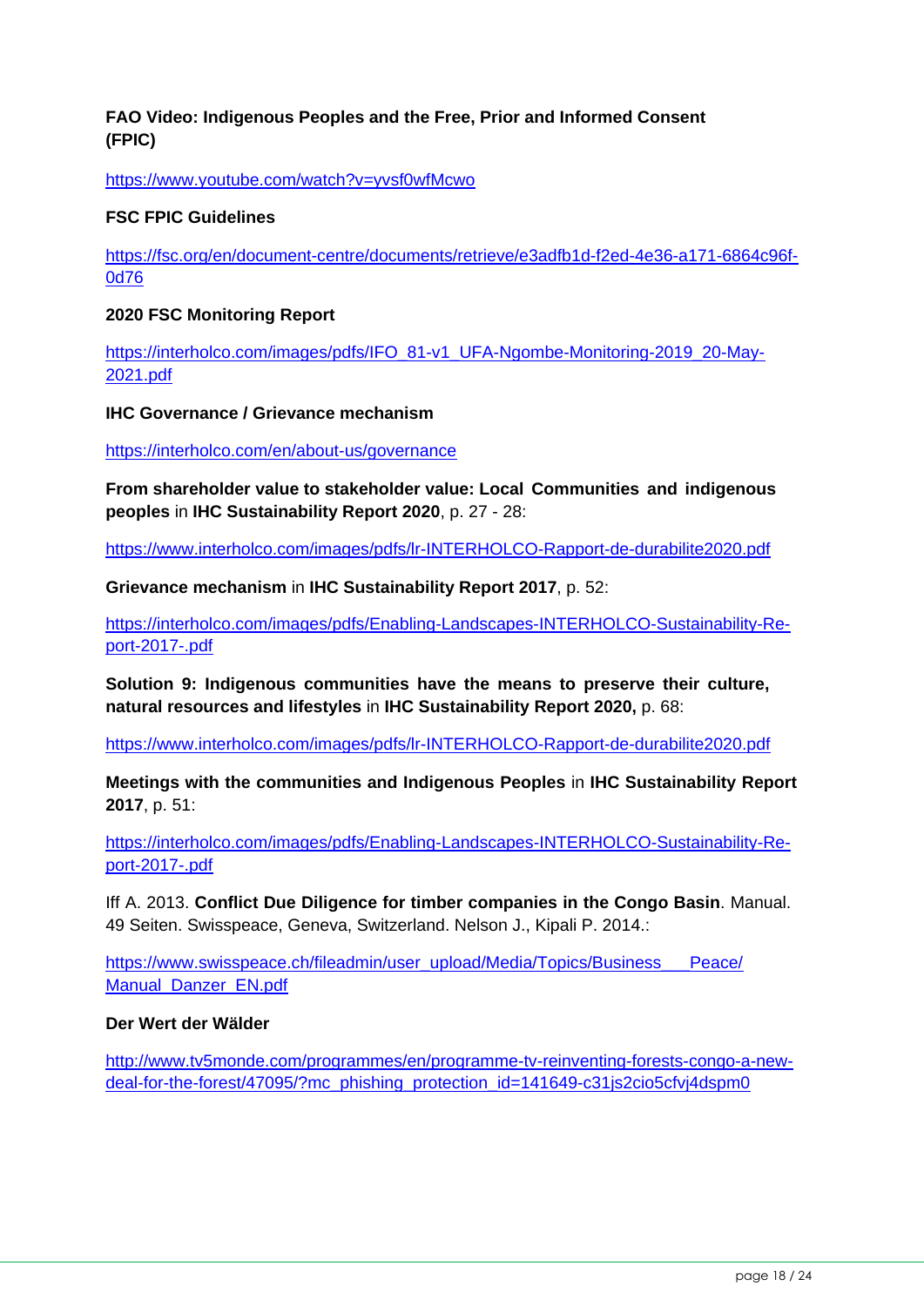**FAO Video: Indigenous Peoples and the Free, Prior and Informed Consent (FPIC)**

https://www.youtube.com/watch?v=yvsf0wfMcwo

**FSC FPIC Guidelines**

https://fsc.org/en/document-centre/documents/retrieve/e3adfb1d-f2ed-4e36-a171-6864c96f-0d76

**2020 FSC Monitoring Report**

https://interholco.com/images/pdfs/IFO_81-v1_UFA-Ngombe-Monitoring-2019_20-May-2021.pdf

**IHC Governance / Grievance mechanism**

https://interholco.com/en/about-us/governance

**From shareholder value to stakeholder value: Local Communities and indigenous peoples** in **IHC Sustainability Report 2020**, p. 27 - 28:

https://www.interholco.com/images/pdfs/lr-INTERHOLCO-Rapport-de-durabilite2020.pdf

**Grievance mechanism** in **IHC Sustainability Report 2017**, p. 52:

https://interholco.com/images/pdfs/Enabling-Landscapes-INTERHOLCO-Sustainability-Report-2017-.pdf

**Solution 9: Indigenous communities have the means to preserve their culture, natural resources and lifestyles** in **IHC Sustainability Report 2020,** p. 68:

https://www.interholco.com/images/pdfs/lr-INTERHOLCO-Rapport-de-durabilite2020.pdf

**Meetings with the communities and Indigenous Peoples** in **IHC Sustainability Report 2017**, p. 51:

https://interholco.com/images/pdfs/Enabling-Landscapes-INTERHOLCO-Sustainability-Report-2017-.pdf

Iff A. 2013. **Conflict Due Diligence for timber companies in the Congo Basin**. Manual. 49 Seiten. Swisspeace, Geneva, Switzerland. Nelson J., Kipali P. 2014.:

https://www.swisspeace.ch/fileadmin/user_upload/Media/Topics/Business___Peace/Manual_Danzer_EN.pdf

**Der Wert der Wälder**

http://www.tv5monde.com/programmes/en/programme-tv-reinventing-forests-congo-a-new-deal-for-the-forest/47095/?mc_phishing_protection_id=141649-c31js2cio5cfvj4dspm0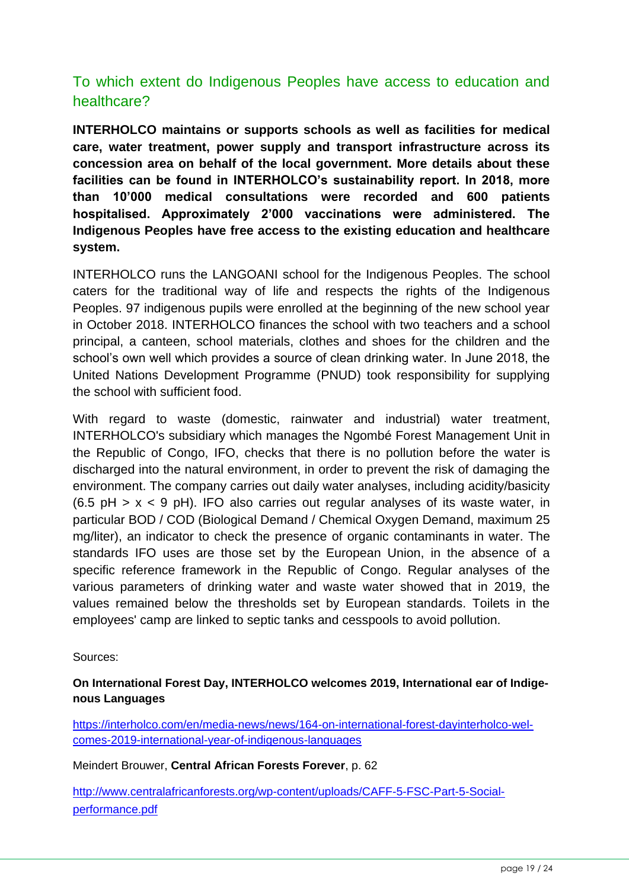## To which extent do Indigenous Peoples have access to education and healthcare?

**INTERHOLCO maintains or supports schools as well as facilities for medical care, water treatment, power supply and transport infrastructure across its concession area on behalf of the local government. More details about these facilities can be found in INTERHOLCO's sustainability report. In 2018, more than 10'000 medical consultations were recorded and 600 patients hospitalised. Approximately 2'000 vaccinations were administered. The Indigenous Peoples have free access to the existing education and healthcare system.**

INTERHOLCO runs the LANGOANI school for the Indigenous Peoples. The school caters for the traditional way of life and respects the rights of the Indigenous Peoples. 97 indigenous pupils were enrolled at the beginning of the new school year in October 2018. INTERHOLCO finances the school with two teachers and a school principal, a canteen, school materials, clothes and shoes for the children and the school's own well which provides a source of clean drinking water. In June 2018, the United Nations Development Programme (PNUD) took responsibility for supplying the school with sufficient food.

With regard to waste (domestic, rainwater and industrial) water treatment, INTERHOLCO's subsidiary which manages the Ngombé Forest Management Unit in the Republic of Congo, IFO, checks that there is no pollution before the water is discharged into the natural environment, in order to prevent the risk of damaging the environment. The company carries out daily water analyses, including acidity/basicity (6.5 pH > x < 9 pH). IFO also carries out regular analyses of its waste water, in particular BOD / COD (Biological Demand / Chemical Oxygen Demand, maximum 25 mg/liter), an indicator to check the presence of organic contaminants in water. The standards IFO uses are those set by the European Union, in the absence of a specific reference framework in the Republic of Congo. Regular analyses of the various parameters of drinking water and waste water showed that in 2019, the values remained below the thresholds set by European standards. Toilets in the employees' camp are linked to septic tanks and cesspools to avoid pollution.

Sources:

**On International Forest Day, INTERHOLCO welcomes 2019, International ear of Indigenous Languages**

https://interholco.com/en/media-news/news/164-on-international-forest-dayinterholco-welcomes-2019-international-year-of-indigenous-languages

Meindert Brouwer, **Central African Forests Forever**, p. 62

http://www.centralafricanforests.org/wp-content/uploads/CAFF-5-FSC-Part-5-Social-performance.pdf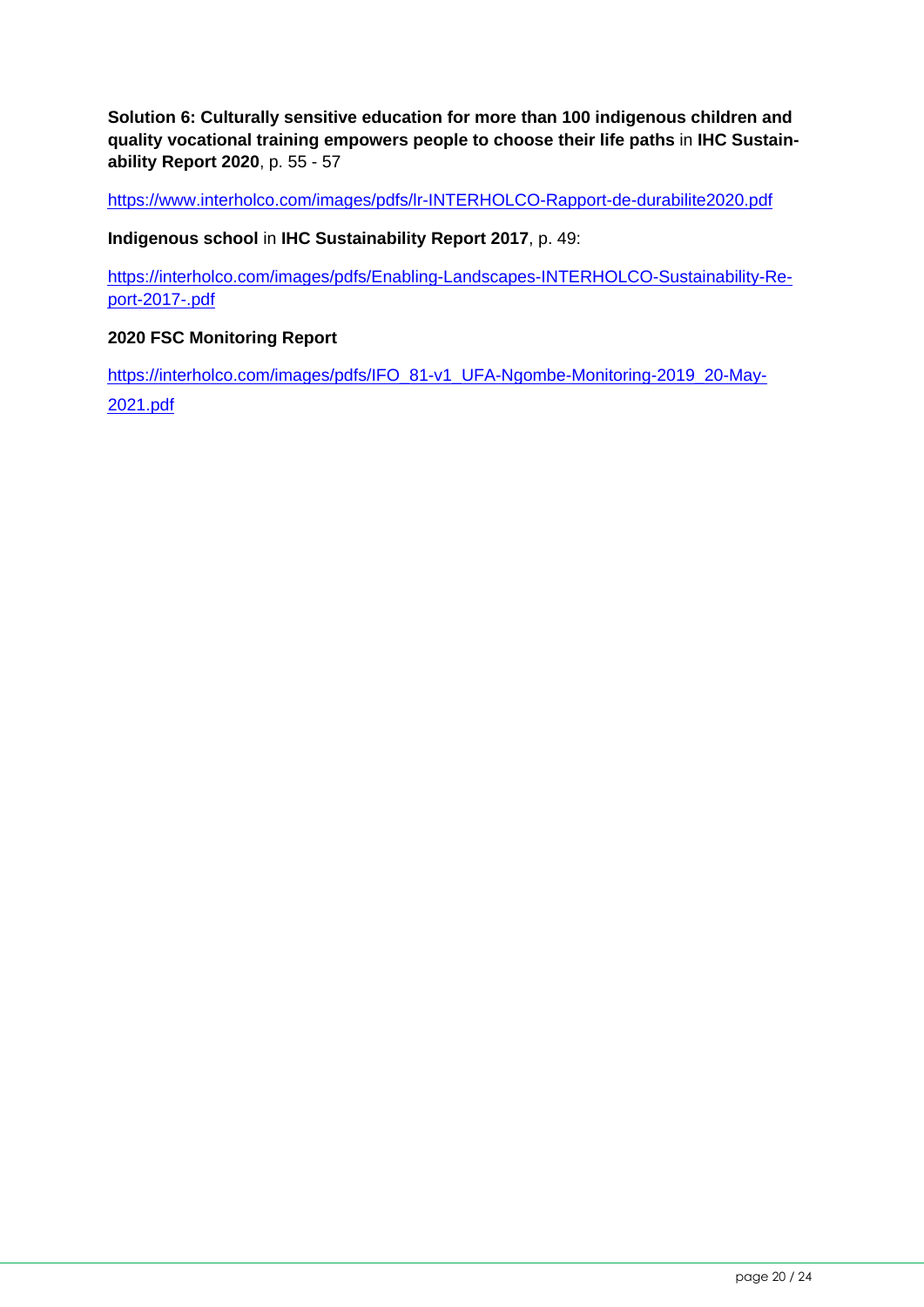**Solution 6: Culturally sensitive education for more than 100 indigenous children and quality vocational training empowers people to choose their life paths** in **IHC Sustainability Report 2020**, p. 55 - 57

https://www.interholco.com/images/pdfs/lr-INTERHOLCO-Rapport-de-durabilite2020.pdf

**Indigenous school** in **IHC Sustainability Report 2017**, p. 49:

https://interholco.com/images/pdfs/Enabling-Landscapes-INTERHOLCO-Sustainability-Report-2017-.pdf

**2020 FSC Monitoring Report**

https://interholco.com/images/pdfs/IFO_81-v1_UFA-Ngombe-Monitoring-2019_20-May-2021.pdf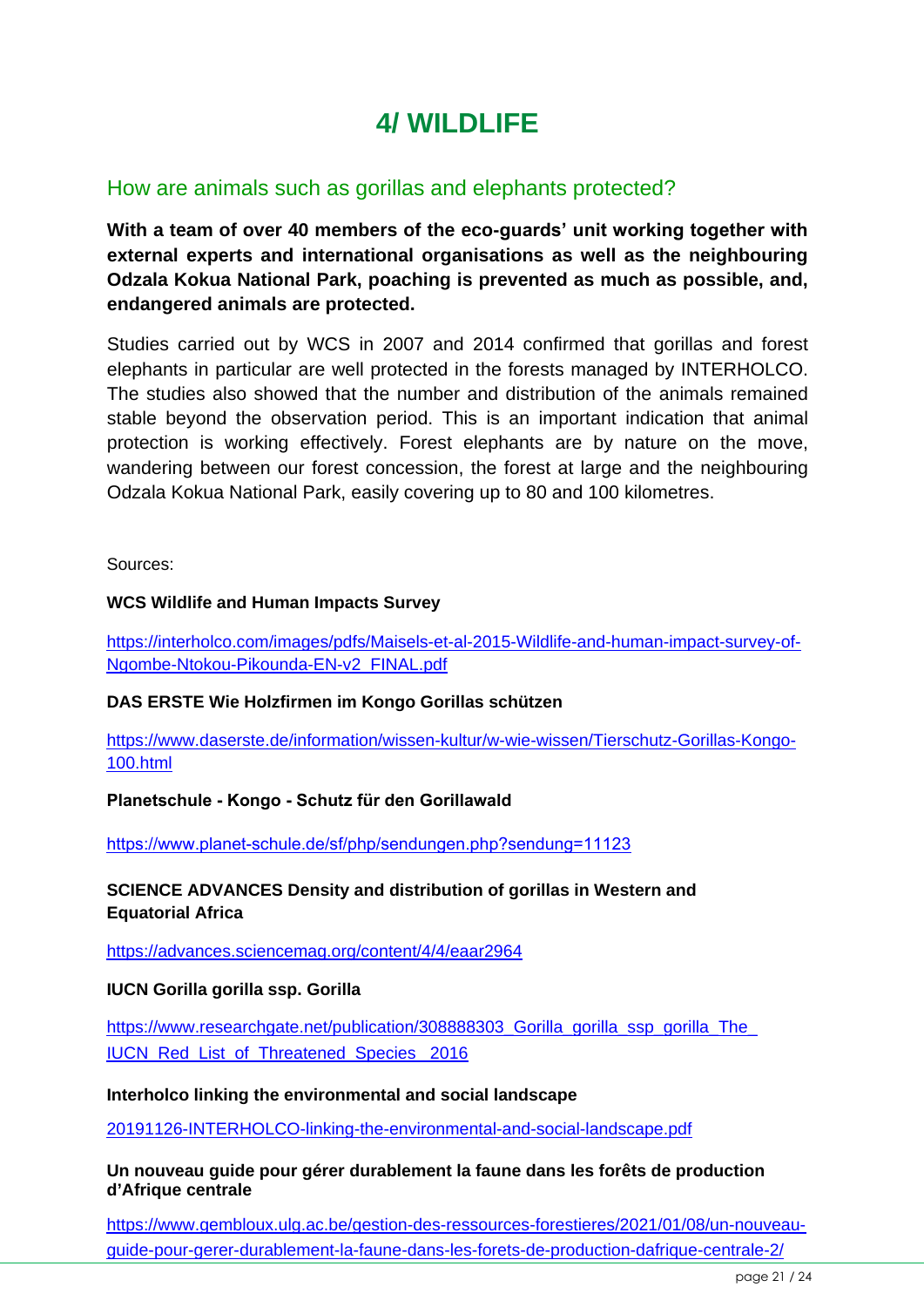# 4/ WILDLIFE

## How are animals such as gorillas and elephants protected?

**With a team of over 40 members of the eco-guards' unit working together with external experts and international organisations as well as the neighbouring Odzala Kokua National Park, poaching is prevented as much as possible, and, endangered animals are protected.**

Studies carried out by WCS in 2007 and 2014 confirmed that gorillas and forest elephants in particular are well protected in the forests managed by INTERHOLCO. The studies also showed that the number and distribution of the animals remained stable beyond the observation period. This is an important indication that animal protection is working effectively. Forest elephants are by nature on the move, wandering between our forest concession, the forest at large and the neighbouring Odzala Kokua National Park, easily covering up to 80 and 100 kilometres.

Sources:

**WCS Wildlife and Human Impacts Survey**

https://interholco.com/images/pdfs/Maisels-et-al-2015-Wildlife-and-human-impact-survey-of-Ngombe-Ntokou-Pikounda-EN-v2_FINAL.pdf

**DAS ERSTE Wie Holzfirmen im Kongo Gorillas schützen**

https://www.daserste.de/information/wissen-kultur/w-wie-wissen/Tierschutz-Gorillas-Kongo-100.html

**Planetschule - Kongo - Schutz für den Gorillawald**

https://www.planet-schule.de/sf/php/sendungen.php?sendung=11123

**SCIENCE ADVANCES Density and distribution of gorillas in Western and Equatorial Africa**

https://advances.sciencemag.org/content/4/4/eaar2964

**IUCN Gorilla gorilla ssp. Gorilla**

https://www.researchgate.net/publication/308888303_Gorilla_gorilla_ssp_gorilla_The_IUCN_Red_List_of_Threatened_Species_2016

**Interholco linking the environmental and social landscape**

20191126-INTERHOLCO-linking-the-environmental-and-social-landscape.pdf

**Un nouveau guide pour gérer durablement la faune dans les forêts de production d'Afrique centrale**

https://www.gembloux.ulg.ac.be/gestion-des-ressources-forestieres/2021/01/08/un-nouveau-guide-pour-gerer-durablement-la-faune-dans-les-forets-de-production-dafrique-centrale-2/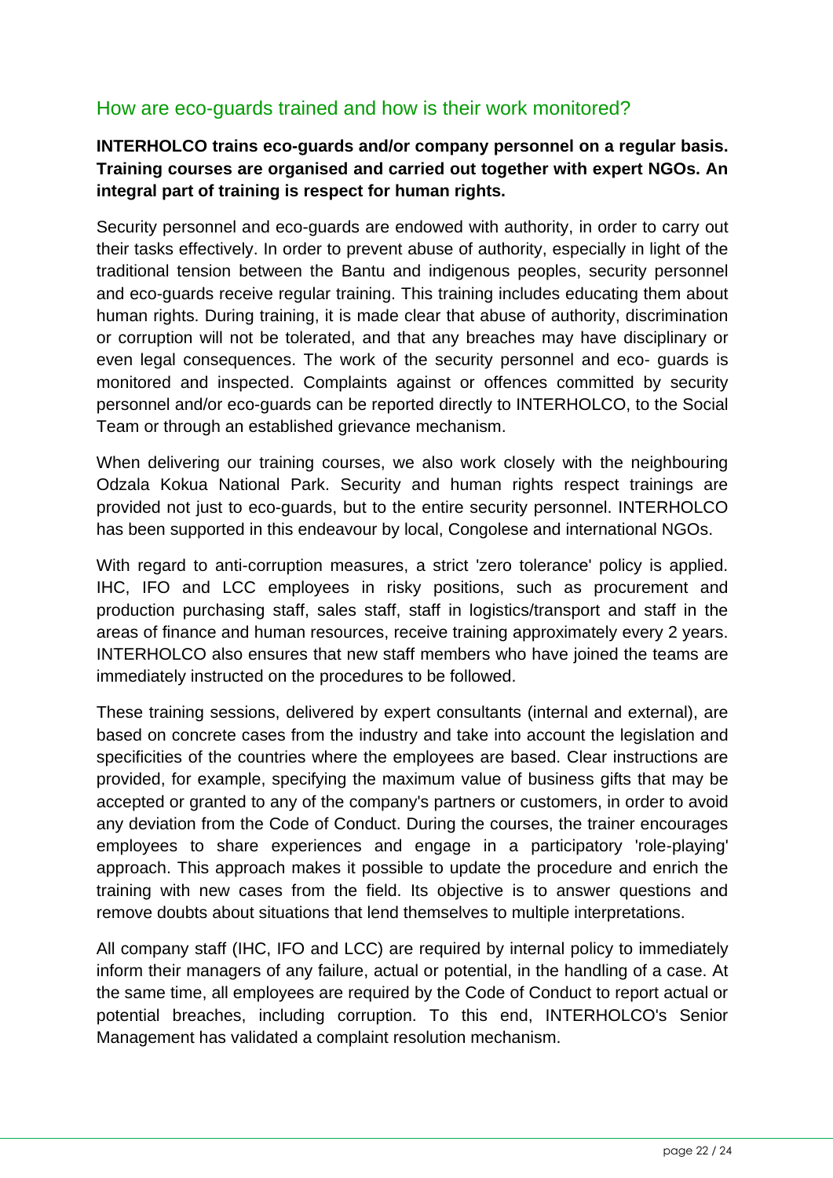## How are eco-guards trained and how is their work monitored?

**INTERHOLCO trains eco-guards and/or company personnel on a regular basis. Training courses are organised and carried out together with expert NGOs. An integral part of training is respect for human rights.**

Security personnel and eco-guards are endowed with authority, in order to carry out their tasks effectively. In order to prevent abuse of authority, especially in light of the traditional tension between the Bantu and indigenous peoples, security personnel and eco-guards receive regular training. This training includes educating them about human rights. During training, it is made clear that abuse of authority, discrimination or corruption will not be tolerated, and that any breaches may have disciplinary or even legal consequences. The work of the security personnel and eco- guards is monitored and inspected. Complaints against or offences committed by security personnel and/or eco-guards can be reported directly to INTERHOLCO, to the Social Team or through an established grievance mechanism.

When delivering our training courses, we also work closely with the neighbouring Odzala Kokua National Park. Security and human rights respect trainings are provided not just to eco-guards, but to the entire security personnel. INTERHOLCO has been supported in this endeavour by local, Congolese and international NGOs.

With regard to anti-corruption measures, a strict 'zero tolerance' policy is applied. IHC, IFO and LCC employees in risky positions, such as procurement and production purchasing staff, sales staff, staff in logistics/transport and staff in the areas of finance and human resources, receive training approximately every 2 years. INTERHOLCO also ensures that new staff members who have joined the teams are immediately instructed on the procedures to be followed.

These training sessions, delivered by expert consultants (internal and external), are based on concrete cases from the industry and take into account the legislation and specificities of the countries where the employees are based. Clear instructions are provided, for example, specifying the maximum value of business gifts that may be accepted or granted to any of the company's partners or customers, in order to avoid any deviation from the Code of Conduct. During the courses, the trainer encourages employees to share experiences and engage in a participatory 'role-playing' approach. This approach makes it possible to update the procedure and enrich the training with new cases from the field. Its objective is to answer questions and remove doubts about situations that lend themselves to multiple interpretations.

All company staff (IHC, IFO and LCC) are required by internal policy to immediately inform their managers of any failure, actual or potential, in the handling of a case. At the same time, all employees are required by the Code of Conduct to report actual or potential breaches, including corruption. To this end, INTERHOLCO's Senior Management has validated a complaint resolution mechanism.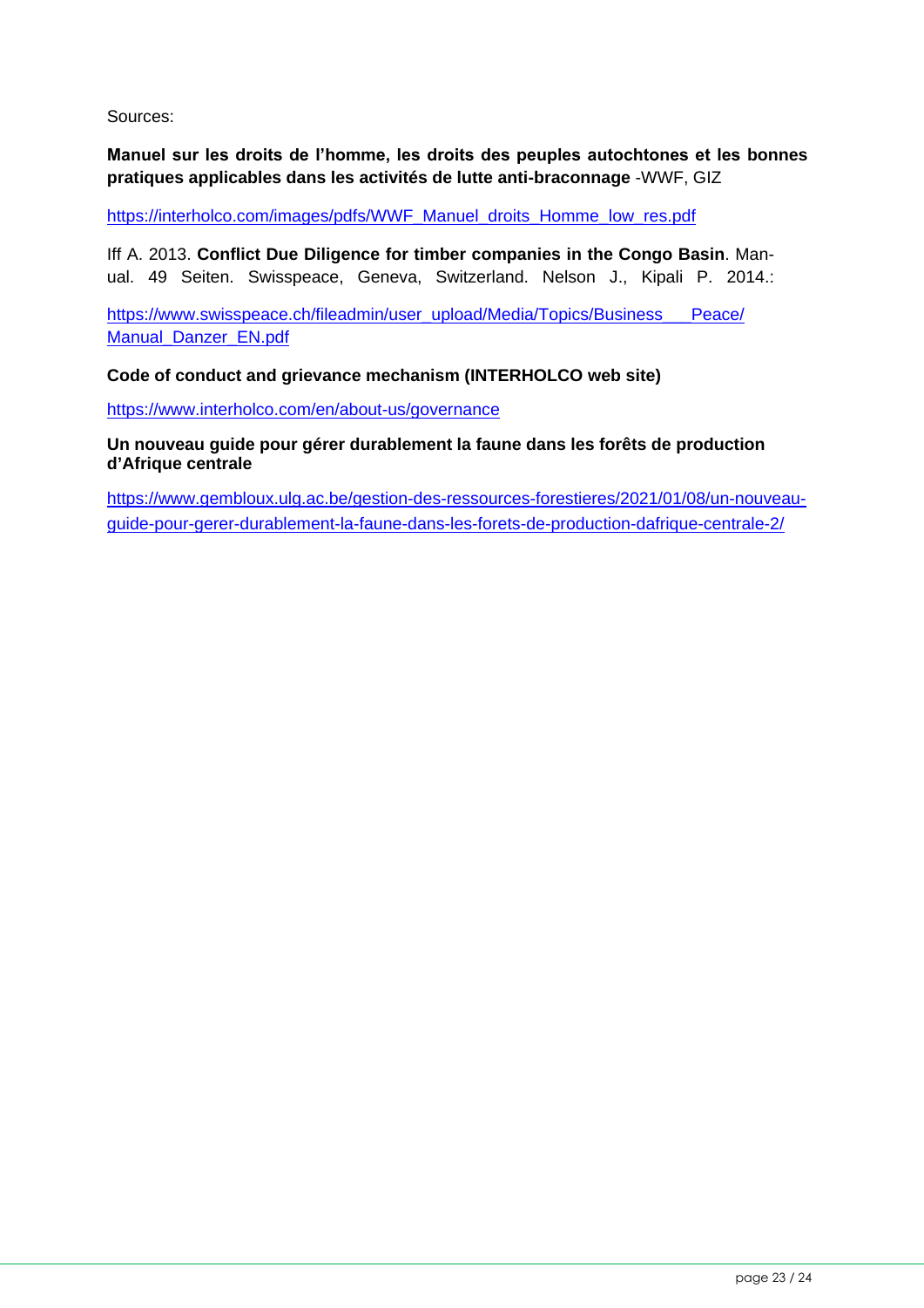Sources:

**Manuel sur les droits de l’homme, les droits des peuples autochtones et les bonnes pratiques applicables dans les activités de lutte anti-braconnage** -WWF, GIZ

https://interholco.com/images/pdfs/WWF_Manuel_droits_Homme_low_res.pdf

Iff A. 2013. **Conflict Due Diligence for timber companies in the Congo Basin**. Manual. 49 Seiten. Swisspeace, Geneva, Switzerland. Nelson J., Kipali P. 2014.:

https://www.swisspeace.ch/fileadmin/user_upload/Media/Topics/Business___Peace/Manual_Danzer_EN.pdf

**Code of conduct and grievance mechanism (INTERHOLCO web site)**

https://www.interholco.com/en/about-us/governance

**Un nouveau guide pour gérer durablement la faune dans les forêts de production d’Afrique centrale**

https://www.gembloux.ulg.ac.be/gestion-des-ressources-forestieres/2021/01/08/un-nouveau-guide-pour-gerer-durablement-la-faune-dans-les-forets-de-production-dafrique-centrale-2/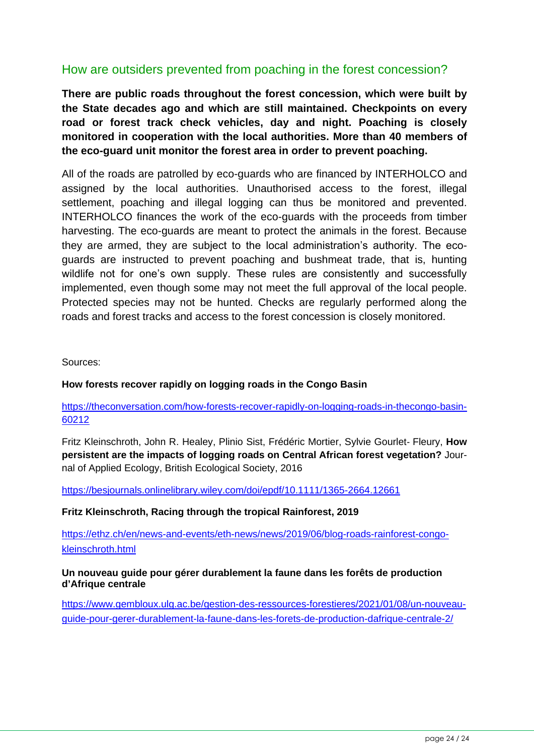## How are outsiders prevented from poaching in the forest concession?

**There are public roads throughout the forest concession, which were built by the State decades ago and which are still maintained. Checkpoints on every road or forest track check vehicles, day and night. Poaching is closely monitored in cooperation with the local authorities. More than 40 members of the eco-guard unit monitor the forest area in order to prevent poaching.**

All of the roads are patrolled by eco-guards who are financed by INTERHOLCO and assigned by the local authorities. Unauthorised access to the forest, illegal settlement, poaching and illegal logging can thus be monitored and prevented. INTERHOLCO finances the work of the eco-guards with the proceeds from timber harvesting. The eco-guards are meant to protect the animals in the forest. Because they are armed, they are subject to the local administration's authority. The eco-guards are instructed to prevent poaching and bushmeat trade, that is, hunting wildlife not for one's own supply. These rules are consistently and successfully implemented, even though some may not meet the full approval of the local people. Protected species may not be hunted. Checks are regularly performed along the roads and forest tracks and access to the forest concession is closely monitored.

Sources:

**How forests recover rapidly on logging roads in the Congo Basin**

https://theconversation.com/how-forests-recover-rapidly-on-logging-roads-in-thecongo-basin-60212

Fritz Kleinschroth, John R. Healey, Plinio Sist, Frédéric Mortier, Sylvie Gourlet- Fleury, **How persistent are the impacts of logging roads on Central African forest vegetation?** Journal of Applied Ecology, British Ecological Society, 2016

https://besjournals.onlinelibrary.wiley.com/doi/epdf/10.1111/1365-2664.12661

**Fritz Kleinschroth, Racing through the tropical Rainforest, 2019**

https://ethz.ch/en/news-and-events/eth-news/news/2019/06/blog-roads-rainforest-congo-kleinschroth.html

**Un nouveau guide pour gérer durablement la faune dans les forêts de production d'Afrique centrale**

https://www.gembloux.ulg.ac.be/gestion-des-ressources-forestieres/2021/01/08/un-nouveau-guide-pour-gerer-durablement-la-faune-dans-les-forets-de-production-dafrique-centrale-2/